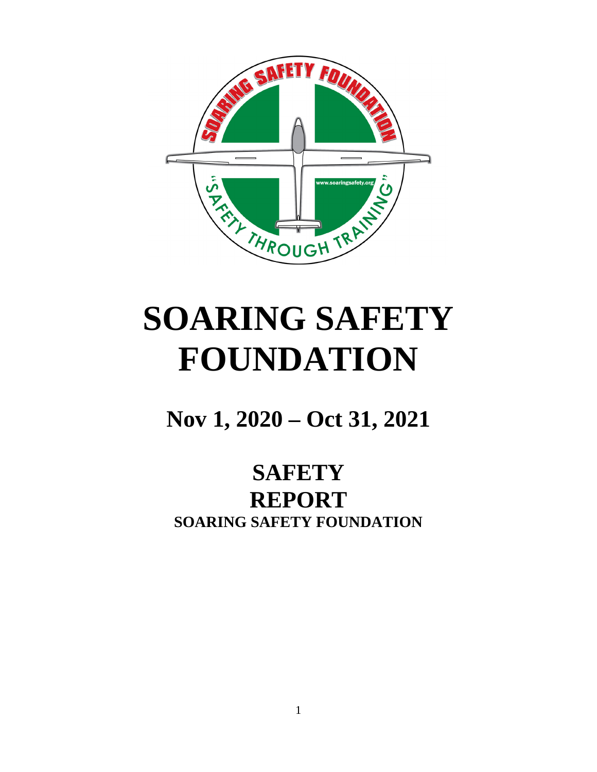# SOARING SAFETY FOUNDATION

## Nov 1, 2020 – Oct 31, 2021

## SAFETY REPORT

**SOARING SAFETY FOUNDATION**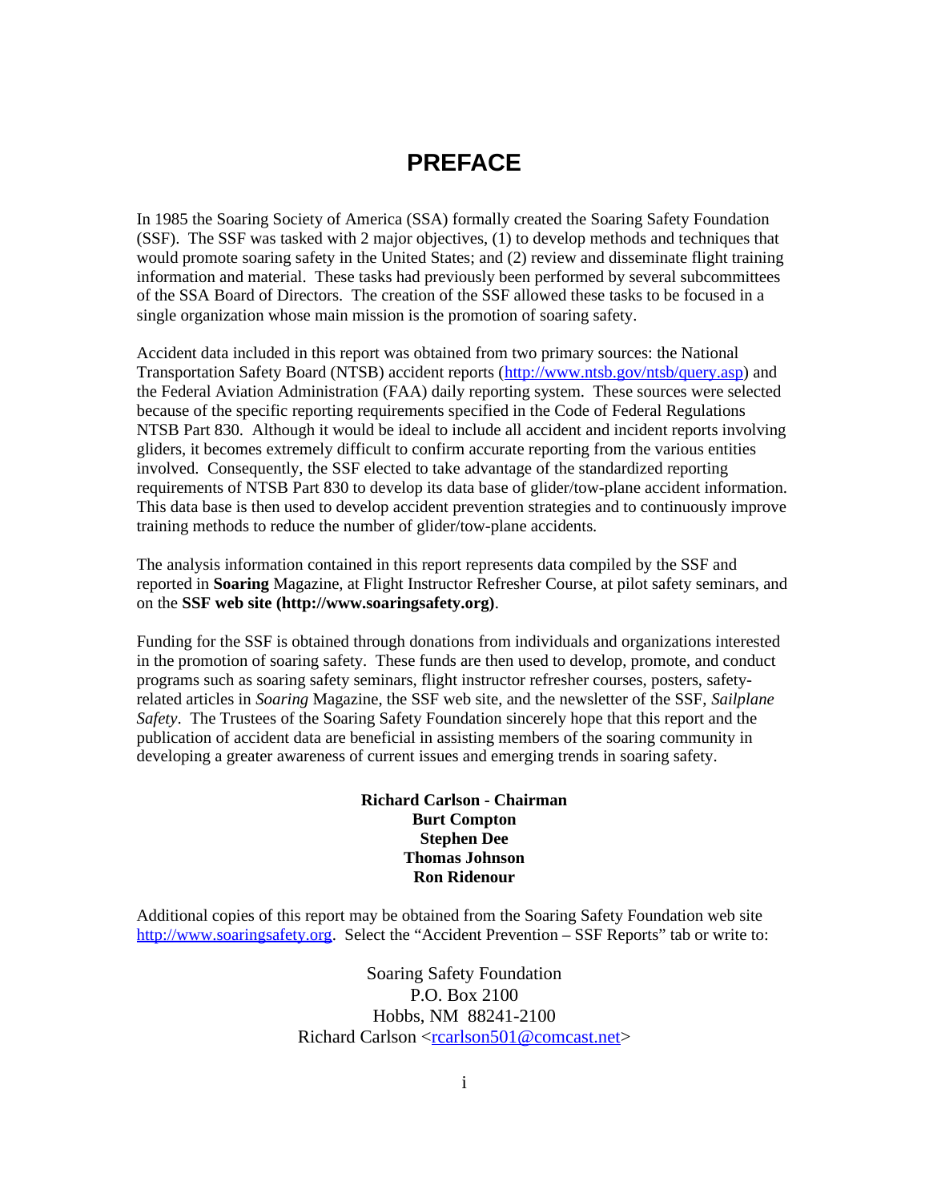# PREFACE

In 1985 the Soaring Society of America (SSA) formally created the Soaring Safety Foundation (SSF). The SSF was tasked with 2 major objectives, (1) to develop methods and techniques that would promote soaring safety in the United States; and (2) review and disseminate flight training information and material. These tasks had previously been performed by several subcommittees of the SSA Board of Directors. The creation of the SSF allowed these tasks to be focused in a single organization whose main mission is the promotion of soaring safety.

Accident data included in this report was obtained from two primary sources: the National Transportation Safety Board (NTSB) accident reports (http://www.ntsb.gov/ntsb/query.asp) and the Federal Aviation Administration (FAA) daily reporting system. These sources were selected because of the specific reporting requirements specified in the Code of Federal Regulations NTSB Part 830. Although it would be ideal to include all accident and incident reports involving gliders, it becomes extremely difficult to confirm accurate reporting from the various entities involved. Consequently, the SSF elected to take advantage of the standardized reporting requirements of NTSB Part 830 to develop its data base of glider/tow-plane accident information. This data base is then used to develop accident prevention strategies and to continuously improve training methods to reduce the number of glider/tow-plane accidents.

The analysis information contained in this report represents data compiled by the SSF and reported in **Soaring** Magazine, at Flight Instructor Refresher Course, at pilot safety seminars, and on the **SSF web site (http://www.soaringsafety.org)**.

Funding for the SSF is obtained through donations from individuals and organizations interested in the promotion of soaring safety. These funds are then used to develop, promote, and conduct programs such as soaring safety seminars, flight instructor refresher courses, posters, safety-related articles in *Soaring* Magazine, the SSF web site, and the newsletter of the SSF, *Sailplane Safety*. The Trustees of the Soaring Safety Foundation sincerely hope that this report and the publication of accident data are beneficial in assisting members of the soaring community in developing a greater awareness of current issues and emerging trends in soaring safety.

**Richard Carlson - Chairman**
**Burt Compton**
**Stephen Dee**
**Thomas Johnson**
**Ron Ridenour**

Additional copies of this report may be obtained from the Soaring Safety Foundation web site http://www.soaringsafety.org. Select the "Accident Prevention – SSF Reports" tab or write to:

Soaring Safety Foundation
P.O. Box 2100
Hobbs, NM 88241-2100
Richard Carlson <rcarlson501@comcast.net>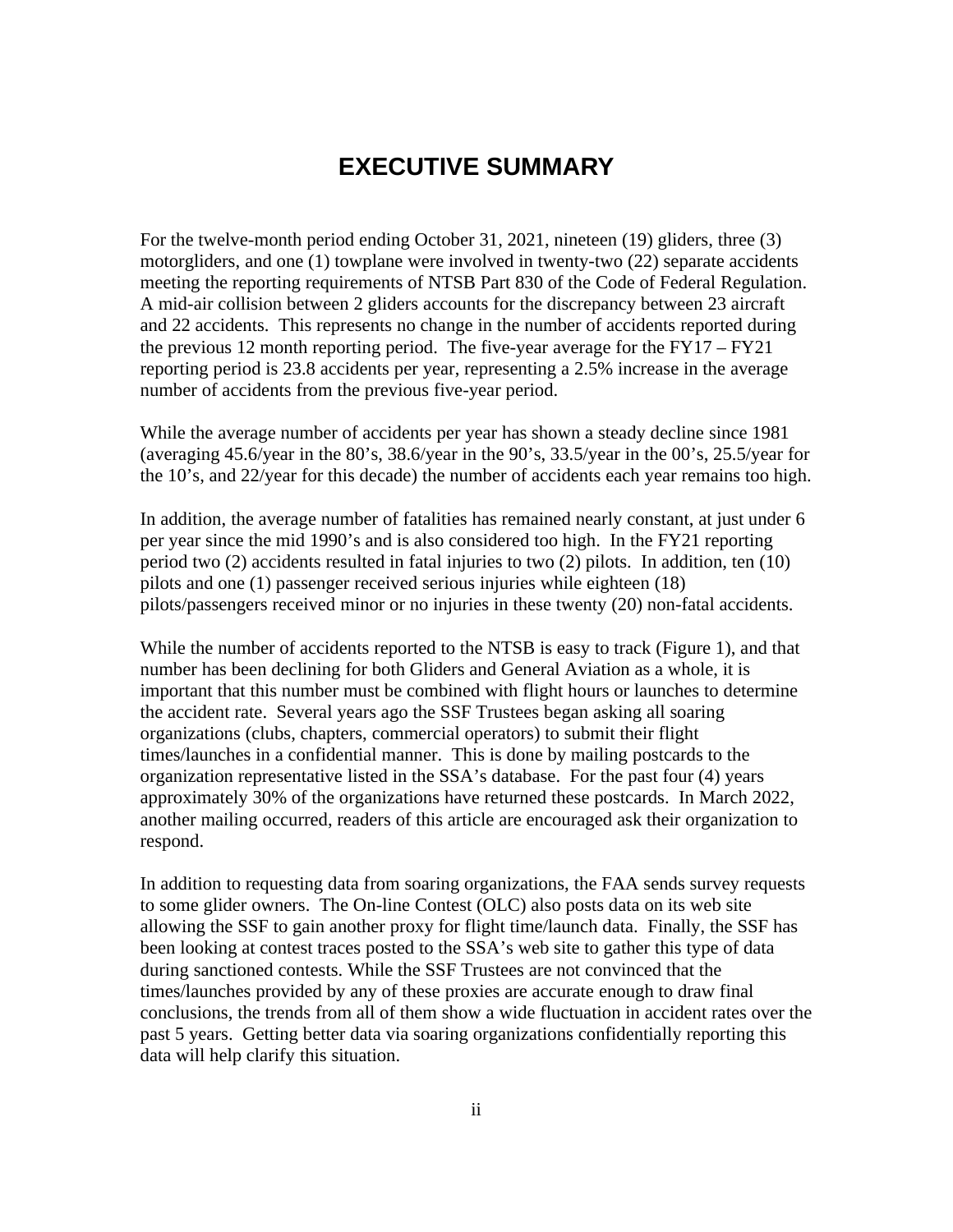# EXECUTIVE SUMMARY

For the twelve-month period ending October 31, 2021, nineteen (19) gliders, three (3) motorgliders, and one (1) towplane were involved in twenty-two (22) separate accidents meeting the reporting requirements of NTSB Part 830 of the Code of Federal Regulation. A mid-air collision between 2 gliders accounts for the discrepancy between 23 aircraft and 22 accidents. This represents no change in the number of accidents reported during the previous 12 month reporting period. The five-year average for the FY17 – FY21 reporting period is 23.8 accidents per year, representing a 2.5% increase in the average number of accidents from the previous five-year period.

While the average number of accidents per year has shown a steady decline since 1981 (averaging 45.6/year in the 80's, 38.6/year in the 90's, 33.5/year in the 00's, 25.5/year for the 10's, and 22/year for this decade) the number of accidents each year remains too high.

In addition, the average number of fatalities has remained nearly constant, at just under 6 per year since the mid 1990's and is also considered too high. In the FY21 reporting period two (2) accidents resulted in fatal injuries to two (2) pilots. In addition, ten (10) pilots and one (1) passenger received serious injuries while eighteen (18) pilots/passengers received minor or no injuries in these twenty (20) non-fatal accidents.

While the number of accidents reported to the NTSB is easy to track (Figure 1), and that number has been declining for both Gliders and General Aviation as a whole, it is important that this number must be combined with flight hours or launches to determine the accident rate. Several years ago the SSF Trustees began asking all soaring organizations (clubs, chapters, commercial operators) to submit their flight times/launches in a confidential manner. This is done by mailing postcards to the organization representative listed in the SSA's database. For the past four (4) years approximately 30% of the organizations have returned these postcards. In March 2022, another mailing occurred, readers of this article are encouraged ask their organization to respond.

In addition to requesting data from soaring organizations, the FAA sends survey requests to some glider owners. The On-line Contest (OLC) also posts data on its web site allowing the SSF to gain another proxy for flight time/launch data. Finally, the SSF has been looking at contest traces posted to the SSA's web site to gather this type of data during sanctioned contests. While the SSF Trustees are not convinced that the times/launches provided by any of these proxies are accurate enough to draw final conclusions, the trends from all of them show a wide fluctuation in accident rates over the past 5 years. Getting better data via soaring organizations confidentially reporting this data will help clarify this situation.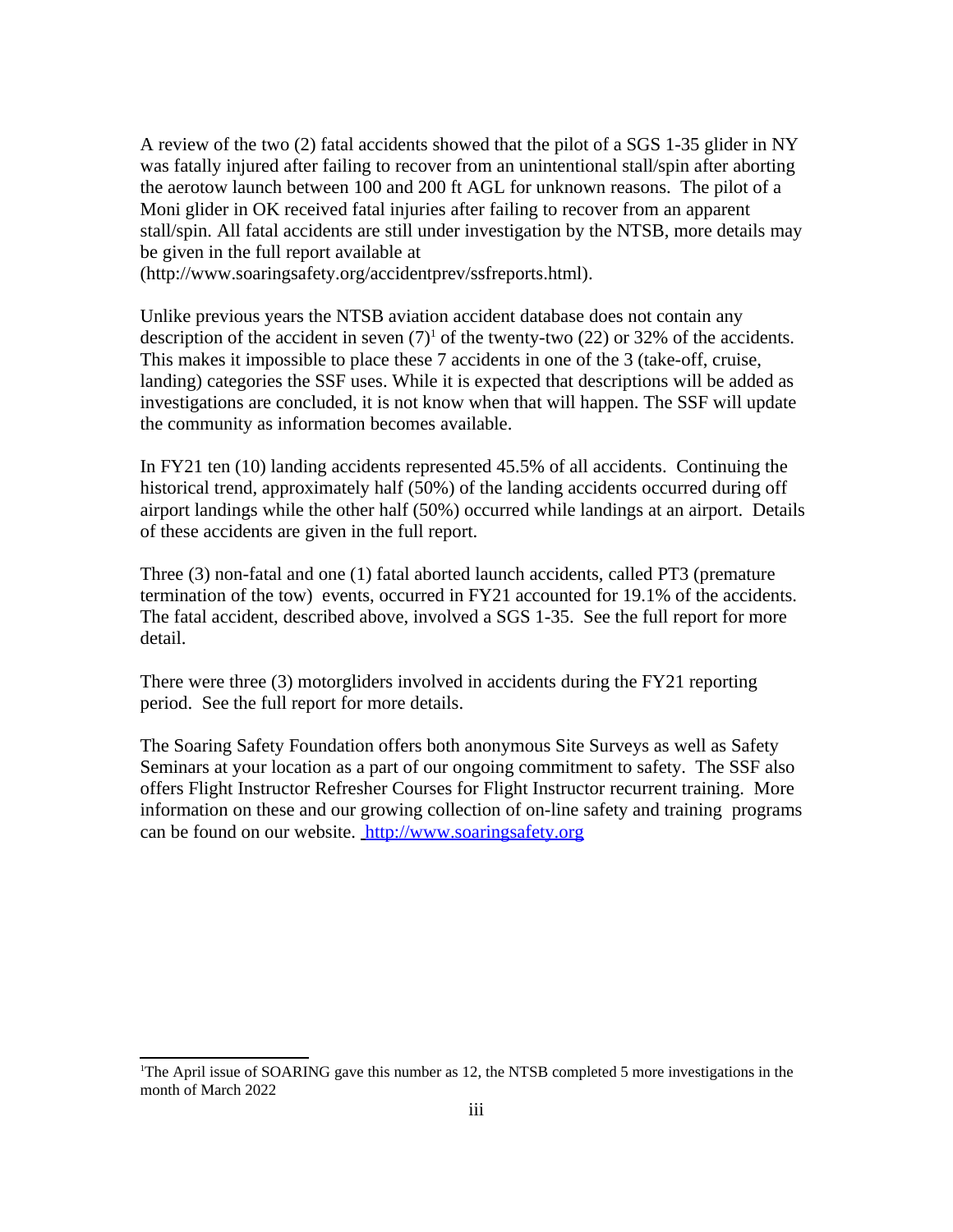A review of the two (2) fatal accidents showed that the pilot of a SGS 1-35 glider in NY was fatally injured after failing to recover from an unintentional stall/spin after aborting the aerotow launch between 100 and 200 ft AGL for unknown reasons. The pilot of a Moni glider in OK received fatal injuries after failing to recover from an apparent stall/spin. All fatal accidents are still under investigation by the NTSB, more details may be given in the full report available at (http://www.soaringsafety.org/accidentprev/ssfreports.html).

Unlike previous years the NTSB aviation accident database does not contain any description of the accident in seven (7)[1] of the twenty-two (22) or 32% of the accidents. This makes it impossible to place these 7 accidents in one of the 3 (take-off, cruise, landing) categories the SSF uses. While it is expected that descriptions will be added as investigations are concluded, it is not know when that will happen. The SSF will update the community as information becomes available.

In FY21 ten (10) landing accidents represented 45.5% of all accidents. Continuing the historical trend, approximately half (50%) of the landing accidents occurred during off airport landings while the other half (50%) occurred while landings at an airport. Details of these accidents are given in the full report.

Three (3) non-fatal and one (1) fatal aborted launch accidents, called PT3 (premature termination of the tow) events, occurred in FY21 accounted for 19.1% of the accidents. The fatal accident, described above, involved a SGS 1-35. See the full report for more detail.

There were three (3) motorgliders involved in accidents during the FY21 reporting period. See the full report for more details.

The Soaring Safety Foundation offers both anonymous Site Surveys as well as Safety Seminars at your location as a part of our ongoing commitment to safety. The SSF also offers Flight Instructor Refresher Courses for Flight Instructor recurrent training. More information on these and our growing collection of on-line safety and training programs can be found on our website. http://www.soaringsafety.org

[1]The April issue of SOARING gave this number as 12, the NTSB completed 5 more investigations in the month of March 2022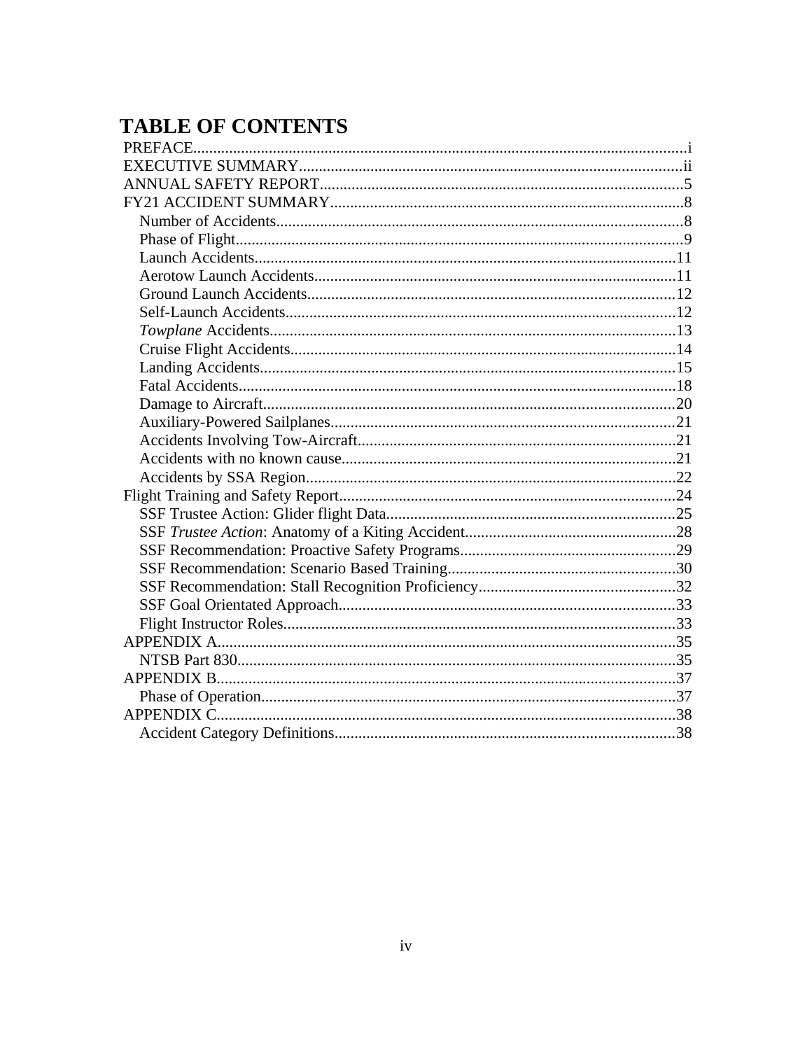# TABLE OF CONTENTS

PREFACE.......................................................................................................................i
EXECUTIVE SUMMARY..............................................................................................ii
ANNUAL SAFETY REPORT..........................................................................................5
FY21 ACCIDENT SUMMARY........................................................................................8
- Number of Accidents....................................................................................................8
- Phase of Flight..............................................................................................................9
- Launch Accidents........................................................................................................11
- Aerotow Launch Accidents.........................................................................................11
- Ground Launch Accidents...........................................................................................12
- Self-Launch Accidents................................................................................................12
- *Towplane* Accidents....................................................................................................13
- Cruise Flight Accidents...............................................................................................14
- Landing Accidents.......................................................................................................15
- Fatal Accidents............................................................................................................18
- Damage to Aircraft......................................................................................................20
- Auxiliary-Powered Sailplanes.....................................................................................21
- Accidents Involving Tow-Aircraft..............................................................................21
- Accidents with no known cause..................................................................................21
- Accidents by SSA Region...........................................................................................22

Flight Training and Safety Report...................................................................................24
- SSF Trustee Action: Glider flight Data.......................................................................25
- SSF *Trustee Action*: Anatomy of a Kiting Accident...................................................28
- SSF Recommendation: Proactive Safety Programs.....................................................29
- SSF Recommendation: Scenario Based Training........................................................30
- SSF Recommendation: Stall Recognition Proficiency................................................32
- SSF Goal Orientated Approach...................................................................................33
- Flight Instructor Roles.................................................................................................33

APPENDIX A.................................................................................................................35
- NTSB Part 830.............................................................................................................35

APPENDIX B..................................................................................................................37
- Phase of Operation.......................................................................................................37

APPENDIX C..................................................................................................................38
- Accident Category Definitions....................................................................................38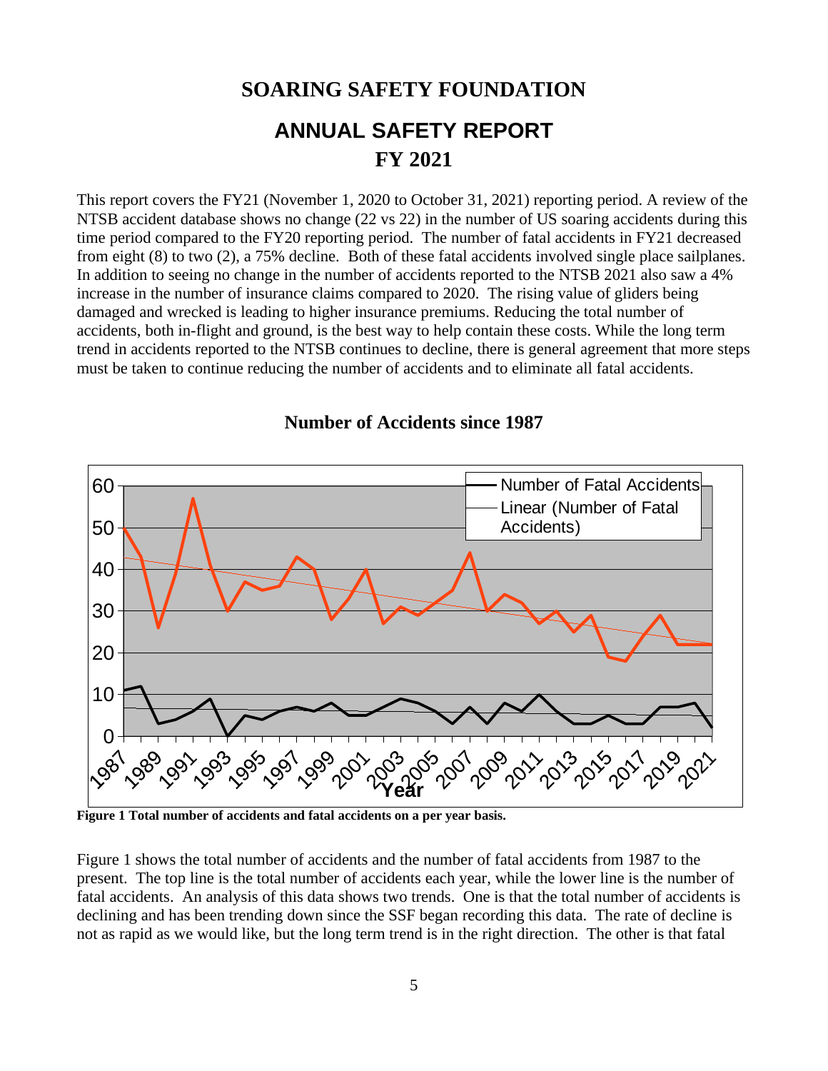# SOARING SAFETY FOUNDATION

## ANNUAL SAFETY REPORT

## FY 2021

This report covers the FY21 (November 1, 2020 to October 31, 2021) reporting period. A review of the NTSB accident database shows no change (22 vs 22) in the number of US soaring accidents during this time period compared to the FY20 reporting period. The number of fatal accidents in FY21 decreased from eight (8) to two (2), a 75% decline. Both of these fatal accidents involved single place sailplanes. In addition to seeing no change in the number of accidents reported to the NTSB 2021 also saw a 4% increase in the number of insurance claims compared to 2020. The rising value of gliders being damaged and wrecked is leading to higher insurance premiums. Reducing the total number of accidents, both in-flight and ground, is the best way to help contain these costs. While the long term trend in accidents reported to the NTSB continues to decline, there is general agreement that more steps must be taken to continue reducing the number of accidents and to eliminate all fatal accidents.

### Number of Accidents since 1987

**Figure 1 Total number of accidents and fatal accidents on a per year basis.**

Figure 1 shows the total number of accidents and the number of fatal accidents from 1987 to the present. The top line is the total number of accidents each year, while the lower line is the number of fatal accidents. An analysis of this data shows two trends. One is that the total number of accidents is declining and has been trending down since the SSF began recording this data. The rate of decline is not as rapid as we would like, but the long term trend is in the right direction. The other is that fatal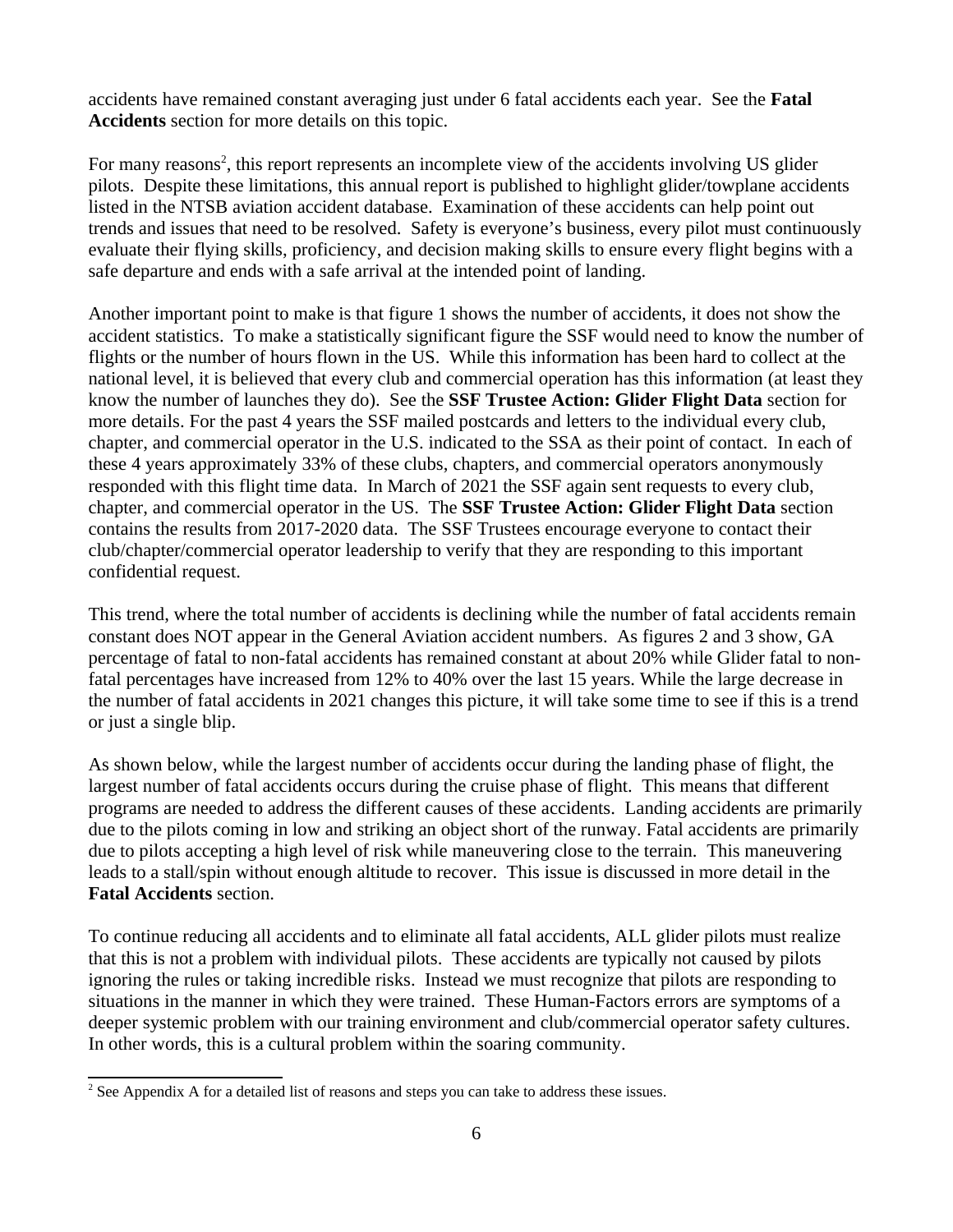accidents have remained constant averaging just under 6 fatal accidents each year. See the **Fatal Accidents** section for more details on this topic.

For many reasons[2], this report represents an incomplete view of the accidents involving US glider pilots. Despite these limitations, this annual report is published to highlight glider/towplane accidents listed in the NTSB aviation accident database. Examination of these accidents can help point out trends and issues that need to be resolved. Safety is everyone's business, every pilot must continuously evaluate their flying skills, proficiency, and decision making skills to ensure every flight begins with a safe departure and ends with a safe arrival at the intended point of landing.

Another important point to make is that figure 1 shows the number of accidents, it does not show the accident statistics. To make a statistically significant figure the SSF would need to know the number of flights or the number of hours flown in the US. While this information has been hard to collect at the national level, it is believed that every club and commercial operation has this information (at least they know the number of launches they do). See the **SSF Trustee Action: Glider Flight Data** section for more details. For the past 4 years the SSF mailed postcards and letters to the individual every club, chapter, and commercial operator in the U.S. indicated to the SSA as their point of contact. In each of these 4 years approximately 33% of these clubs, chapters, and commercial operators anonymously responded with this flight time data. In March of 2021 the SSF again sent requests to every club, chapter, and commercial operator in the US. The **SSF Trustee Action: Glider Flight Data** section contains the results from 2017-2020 data. The SSF Trustees encourage everyone to contact their club/chapter/commercial operator leadership to verify that they are responding to this important confidential request.

This trend, where the total number of accidents is declining while the number of fatal accidents remain constant does NOT appear in the General Aviation accident numbers. As figures 2 and 3 show, GA percentage of fatal to non-fatal accidents has remained constant at about 20% while Glider fatal to non-fatal percentages have increased from 12% to 40% over the last 15 years. While the large decrease in the number of fatal accidents in 2021 changes this picture, it will take some time to see if this is a trend or just a single blip.

As shown below, while the largest number of accidents occur during the landing phase of flight, the largest number of fatal accidents occurs during the cruise phase of flight. This means that different programs are needed to address the different causes of these accidents. Landing accidents are primarily due to the pilots coming in low and striking an object short of the runway. Fatal accidents are primarily due to pilots accepting a high level of risk while maneuvering close to the terrain. This maneuvering leads to a stall/spin without enough altitude to recover. This issue is discussed in more detail in the **Fatal Accidents** section.

To continue reducing all accidents and to eliminate all fatal accidents, ALL glider pilots must realize that this is not a problem with individual pilots. These accidents are typically not caused by pilots ignoring the rules or taking incredible risks. Instead we must recognize that pilots are responding to situations in the manner in which they were trained. These Human-Factors errors are symptoms of a deeper systemic problem with our training environment and club/commercial operator safety cultures. In other words, this is a cultural problem within the soaring community.

[2] See Appendix A for a detailed list of reasons and steps you can take to address these issues.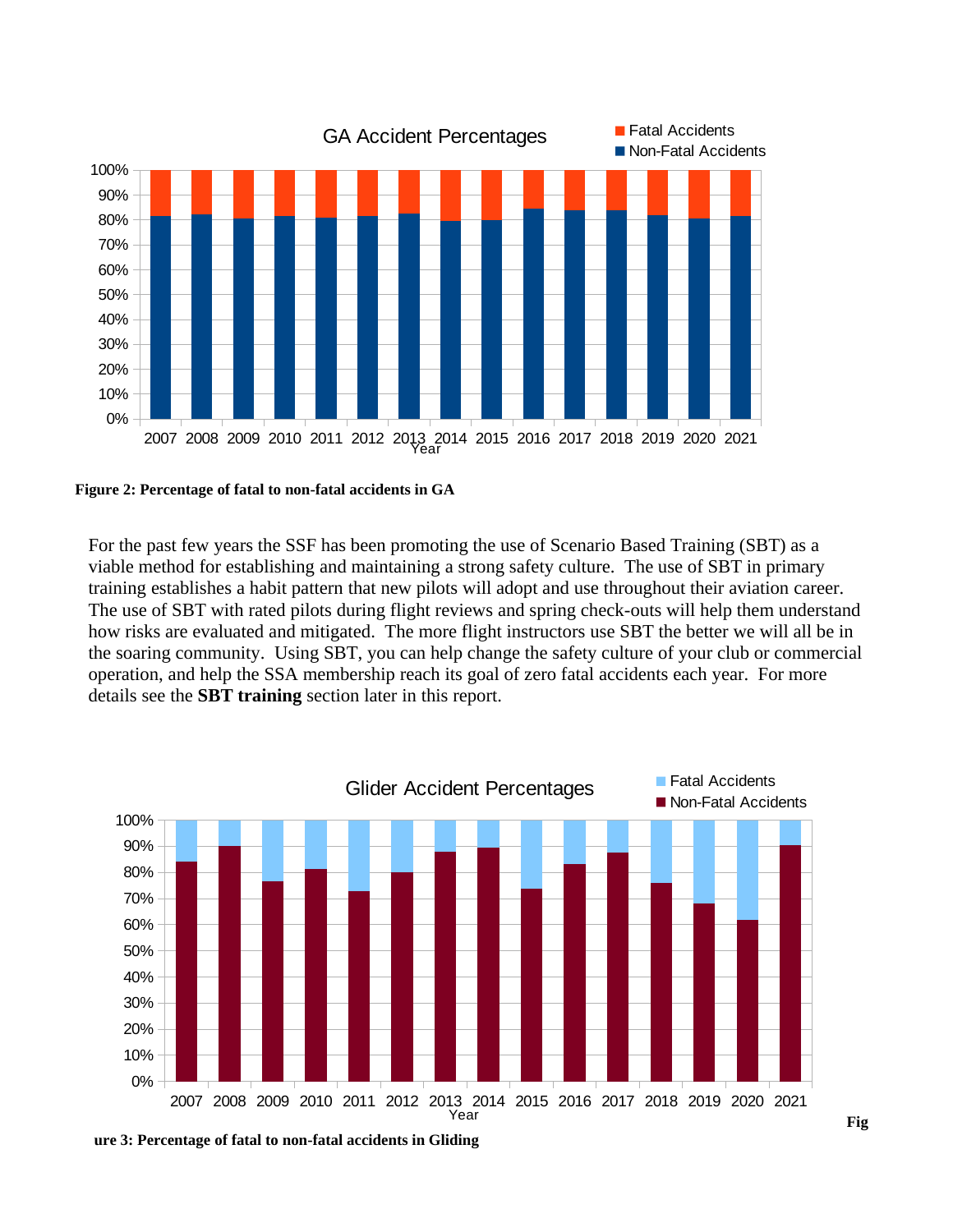Figure 2: Percentage of fatal to non-fatal accidents in GA

For the past few years the SSF has been promoting the use of Scenario Based Training (SBT) as a viable method for establishing and maintaining a strong safety culture. The use of SBT in primary training establishes a habit pattern that new pilots will adopt and use throughout their aviation career. The use of SBT with rated pilots during flight reviews and spring check-outs will help them understand how risks are evaluated and mitigated. The more flight instructors use SBT the better we will all be in the soaring community. Using SBT, you can help change the safety culture of your club or commercial operation, and help the SSA membership reach its goal of zero fatal accidents each year. For more details see the **SBT training** section later in this report.

**Figure 3: Percentage of fatal to non-fatal accidents in Gliding**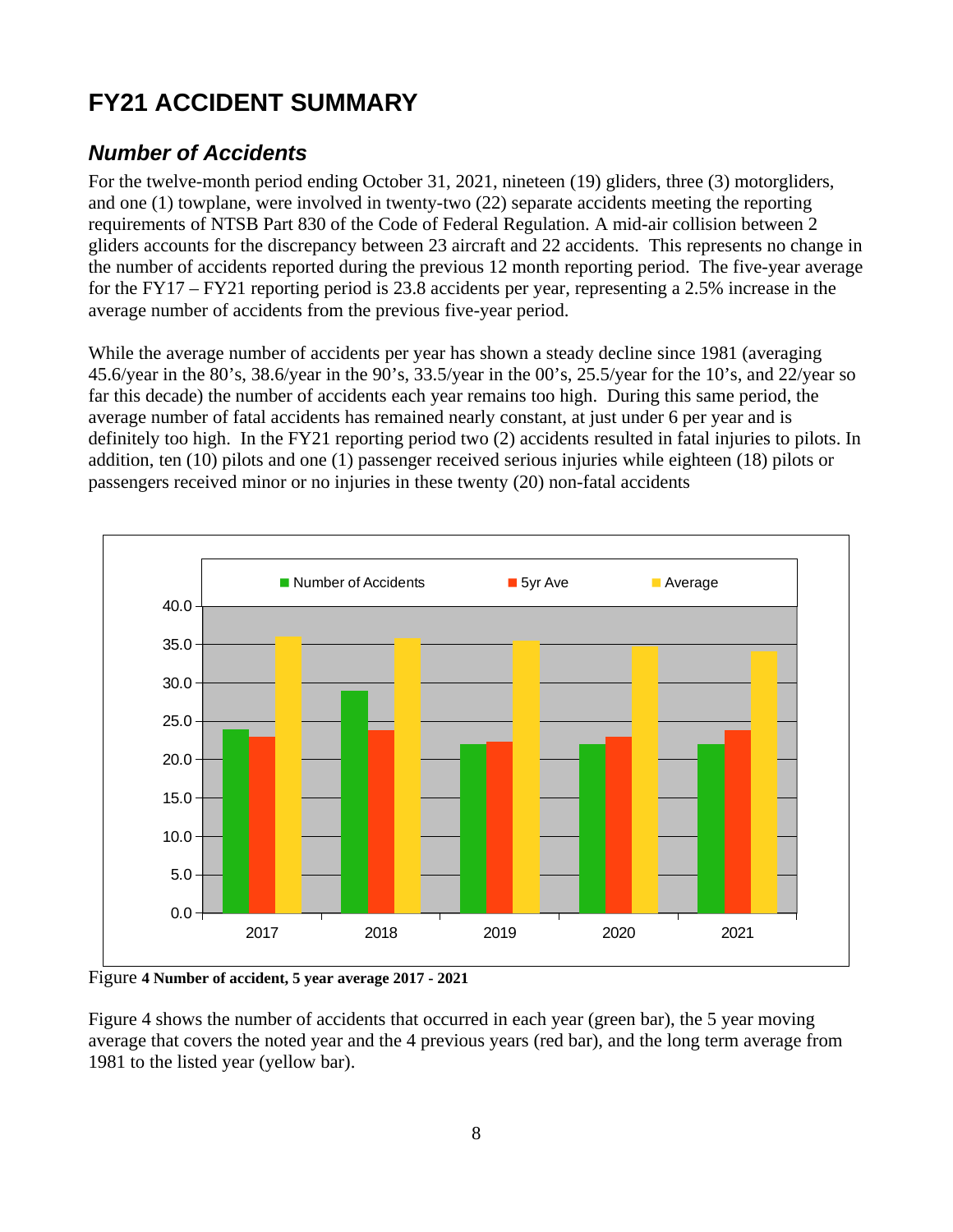# FY21 ACCIDENT SUMMARY

## *Number of Accidents*

For the twelve-month period ending October 31, 2021, nineteen (19) gliders, three (3) motorgliders, and one (1) towplane, were involved in twenty-two (22) separate accidents meeting the reporting requirements of NTSB Part 830 of the Code of Federal Regulation. A mid-air collision between 2 gliders accounts for the discrepancy between 23 aircraft and 22 accidents. This represents no change in the number of accidents reported during the previous 12 month reporting period. The five-year average for the FY17 – FY21 reporting period is 23.8 accidents per year, representing a 2.5% increase in the average number of accidents from the previous five-year period.

While the average number of accidents per year has shown a steady decline since 1981 (averaging 45.6/year in the 80's, 38.6/year in the 90's, 33.5/year in the 00's, 25.5/year for the 10's, and 22/year so far this decade) the number of accidents each year remains too high. During this same period, the average number of fatal accidents has remained nearly constant, at just under 6 per year and is definitely too high. In the FY21 reporting period two (2) accidents resulted in fatal injuries to pilots. In addition, ten (10) pilots and one (1) passenger received serious injuries while eighteen (18) pilots or passengers received minor or no injuries in these twenty (20) non-fatal accidents

Figure **4 Number of accident, 5 year average 2017 - 2021**

Figure 4 shows the number of accidents that occurred in each year (green bar), the 5 year moving average that covers the noted year and the 4 previous years (red bar), and the long term average from 1981 to the listed year (yellow bar).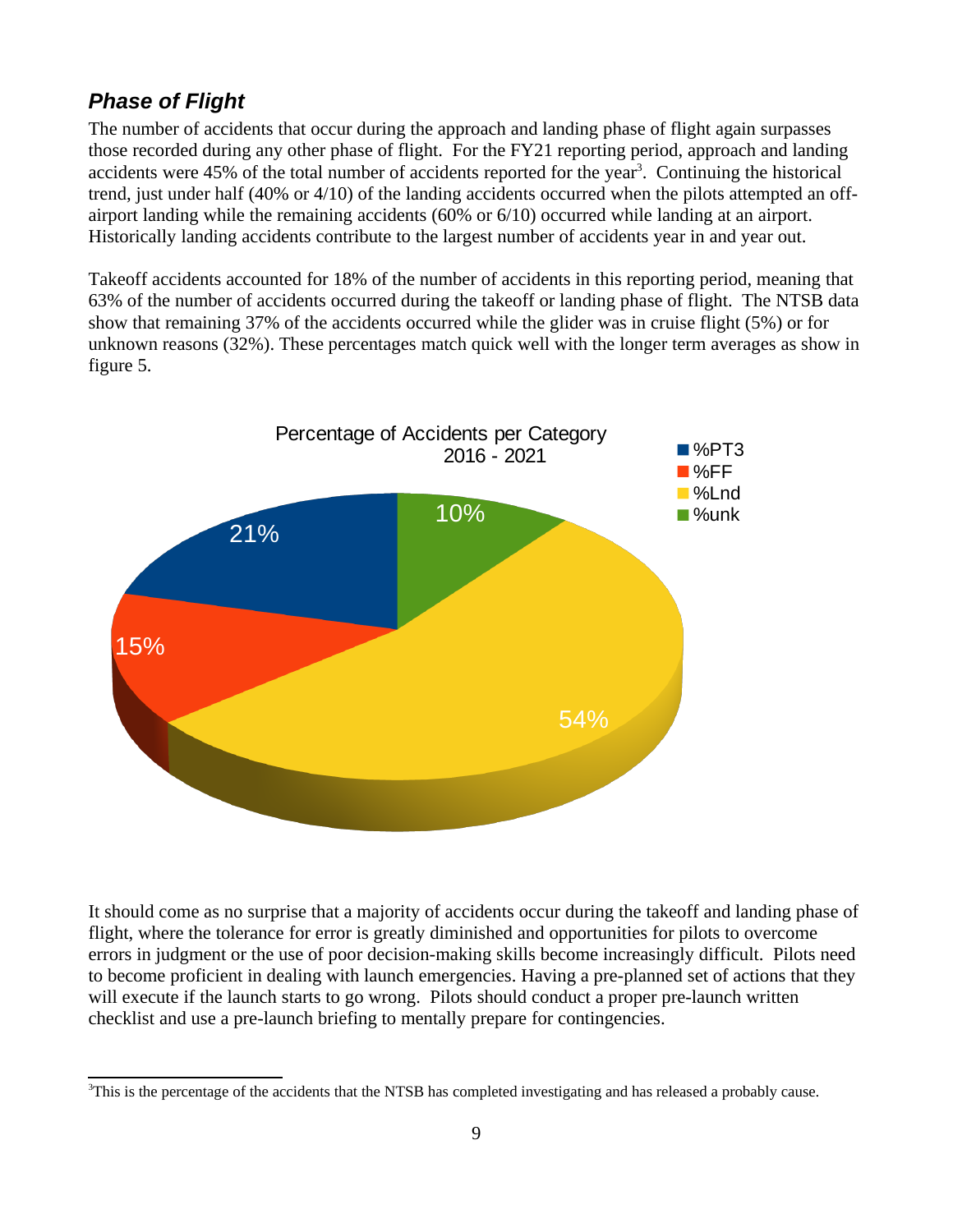### *Phase of Flight*

The number of accidents that occur during the approach and landing phase of flight again surpasses those recorded during any other phase of flight. For the FY21 reporting period, approach and landing accidents were 45% of the total number of accidents reported for the year[3]. Continuing the historical trend, just under half (40% or 4/10) of the landing accidents occurred when the pilots attempted an off-airport landing while the remaining accidents (60% or 6/10) occurred while landing at an airport. Historically landing accidents contribute to the largest number of accidents year in and year out.

Takeoff accidents accounted for 18% of the number of accidents in this reporting period, meaning that 63% of the number of accidents occurred during the takeoff or landing phase of flight. The NTSB data show that remaining 37% of the accidents occurred while the glider was in cruise flight (5%) or for unknown reasons (32%). These percentages match quick well with the longer term averages as show in figure 5.

It should come as no surprise that a majority of accidents occur during the takeoff and landing phase of flight, where the tolerance for error is greatly diminished and opportunities for pilots to overcome errors in judgment or the use of poor decision-making skills become increasingly difficult. Pilots need to become proficient in dealing with launch emergencies. Having a pre-planned set of actions that they will execute if the launch starts to go wrong. Pilots should conduct a proper pre-launch written checklist and use a pre-launch briefing to mentally prepare for contingencies.

[3]This is the percentage of the accidents that the NTSB has completed investigating and has released a probably cause.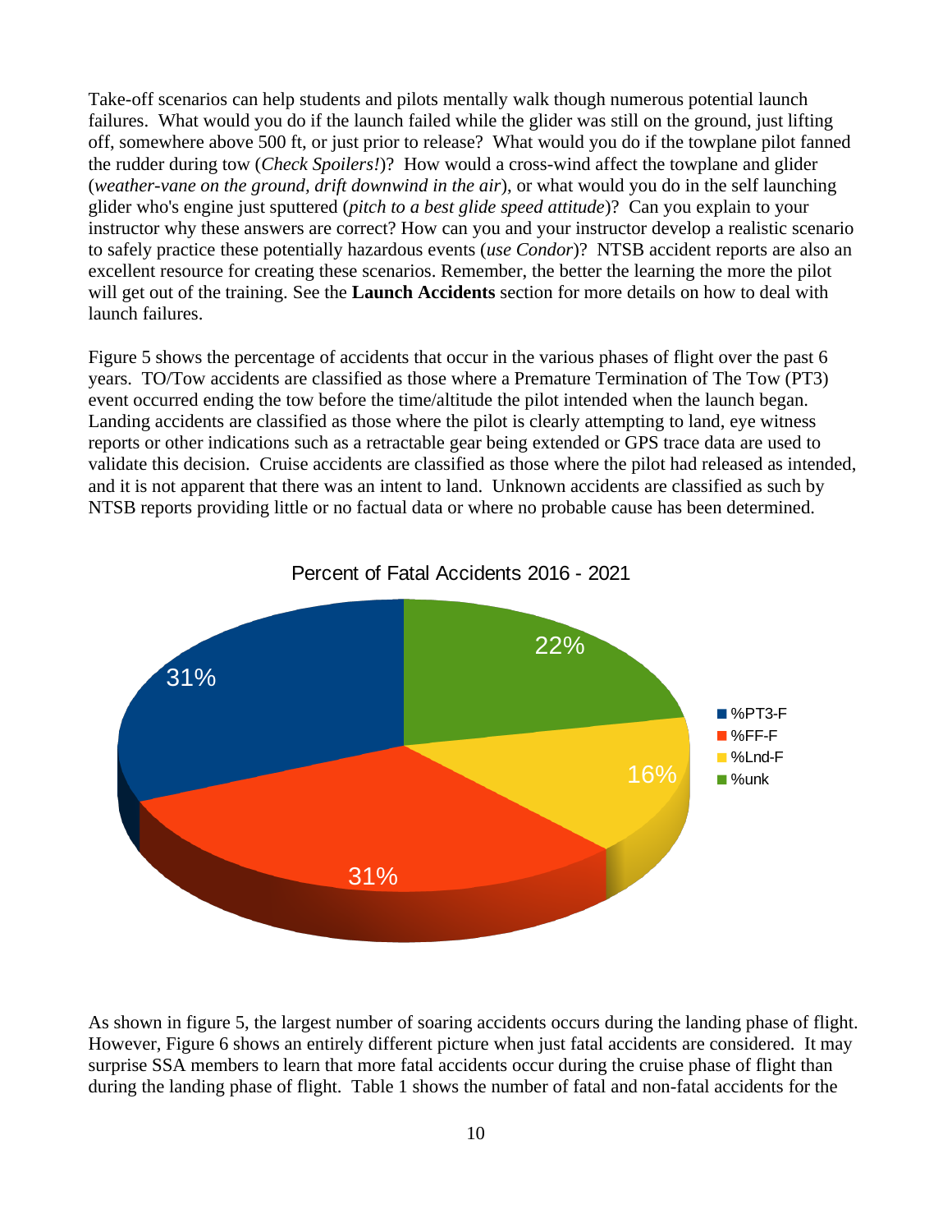Take-off scenarios can help students and pilots mentally walk though numerous potential launch failures. What would you do if the launch failed while the glider was still on the ground, just lifting off, somewhere above 500 ft, or just prior to release? What would you do if the towplane pilot fanned the rudder during tow (*Check Spoilers!*)? How would a cross-wind affect the towplane and glider (*weather-vane on the ground, drift downwind in the air*), or what would you do in the self launching glider who's engine just sputtered (*pitch to a best glide speed attitude*)? Can you explain to your instructor why these answers are correct? How can you and your instructor develop a realistic scenario to safely practice these potentially hazardous events (*use Condor*)? NTSB accident reports are also an excellent resource for creating these scenarios. Remember, the better the learning the more the pilot will get out of the training. See the **Launch Accidents** section for more details on how to deal with launch failures.

Figure 5 shows the percentage of accidents that occur in the various phases of flight over the past 6 years. TO/Tow accidents are classified as those where a Premature Termination of The Tow (PT3) event occurred ending the tow before the time/altitude the pilot intended when the launch began. Landing accidents are classified as those where the pilot is clearly attempting to land, eye witness reports or other indications such as a retractable gear being extended or GPS trace data are used to validate this decision. Cruise accidents are classified as those where the pilot had released as intended, and it is not apparent that there was an intent to land. Unknown accidents are classified as such by NTSB reports providing little or no factual data or where no probable cause has been determined.

Percent of Fatal Accidents 2016 - 2021

| Category | Percent |
|---|---|
| %PT3-F | 31% |
| %FF-F | 31% |
| %Lnd-F | 16% |
| %unk | 22% |

As shown in figure 5, the largest number of soaring accidents occurs during the landing phase of flight. However, Figure 6 shows an entirely different picture when just fatal accidents are considered. It may surprise SSA members to learn that more fatal accidents occur during the cruise phase of flight than during the landing phase of flight. Table 1 shows the number of fatal and non-fatal accidents for the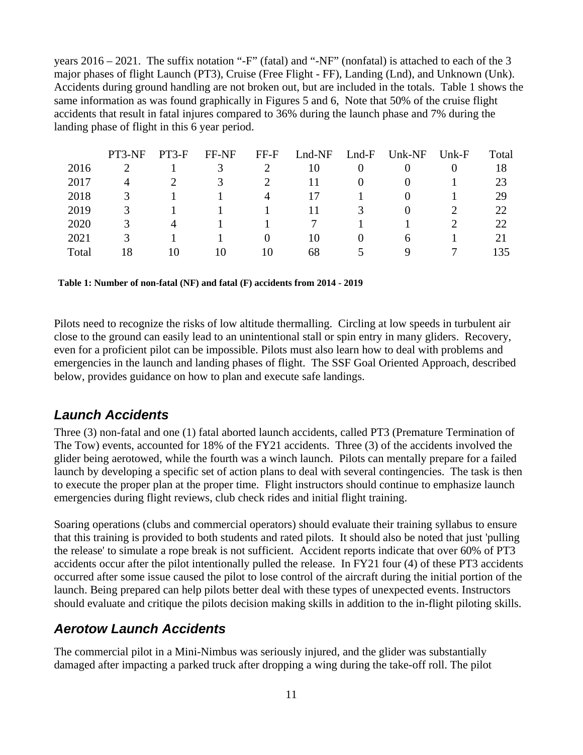years 2016 – 2021. The suffix notation "-F" (fatal) and "-NF" (nonfatal) is attached to each of the 3 major phases of flight Launch (PT3), Cruise (Free Flight - FF), Landing (Lnd), and Unknown (Unk). Accidents during ground handling are not broken out, but are included in the totals. Table 1 shows the same information as was found graphically in Figures 5 and 6, Note that 50% of the cruise flight accidents that result in fatal injures compared to 36% during the launch phase and 7% during the landing phase of flight in this 6 year period.

| | PT3-NF | PT3-F | FF-NF | FF-F | Lnd-NF | Lnd-F | Unk-NF | Unk-F | Total |
|---|---|---|---|---|---|---|---|---|---|
| 2016 | 2 | 1 | 3 | 2 | 10 | 0 | 0 | 0 | 18 |
| 2017 | 4 | 2 | 3 | 2 | 11 | 0 | 0 | 1 | 23 |
| 2018 | 3 | 1 | 1 | 4 | 17 | 1 | 0 | 1 | 29 |
| 2019 | 3 | 1 | 1 | 1 | 11 | 3 | 0 | 2 | 22 |
| 2020 | 3 | 4 | 1 | 1 | 7 | 1 | 1 | 2 | 22 |
| 2021 | 3 | 1 | 1 | 0 | 10 | 0 | 6 | 1 | 21 |
| Total | 18 | 10 | 10 | 10 | 68 | 5 | 9 | 7 | 135 |

**Table 1: Number of non-fatal (NF) and fatal (F) accidents from 2014 - 2019**

Pilots need to recognize the risks of low altitude thermalling. Circling at low speeds in turbulent air close to the ground can easily lead to an unintentional stall or spin entry in many gliders. Recovery, even for a proficient pilot can be impossible. Pilots must also learn how to deal with problems and emergencies in the launch and landing phases of flight. The SSF Goal Oriented Approach, described below, provides guidance on how to plan and execute safe landings.

## *Launch Accidents*

Three (3) non-fatal and one (1) fatal aborted launch accidents, called PT3 (Premature Termination of The Tow) events, accounted for 18% of the FY21 accidents. Three (3) of the accidents involved the glider being aerotowed, while the fourth was a winch launch. Pilots can mentally prepare for a failed launch by developing a specific set of action plans to deal with several contingencies. The task is then to execute the proper plan at the proper time. Flight instructors should continue to emphasize launch emergencies during flight reviews, club check rides and initial flight training.

Soaring operations (clubs and commercial operators) should evaluate their training syllabus to ensure that this training is provided to both students and rated pilots. It should also be noted that just 'pulling the release' to simulate a rope break is not sufficient. Accident reports indicate that over 60% of PT3 accidents occur after the pilot intentionally pulled the release. In FY21 four (4) of these PT3 accidents occurred after some issue caused the pilot to lose control of the aircraft during the initial portion of the launch. Being prepared can help pilots better deal with these types of unexpected events. Instructors should evaluate and critique the pilots decision making skills in addition to the in-flight piloting skills.

## *Aerotow Launch Accidents*

The commercial pilot in a Mini-Nimbus was seriously injured, and the glider was substantially damaged after impacting a parked truck after dropping a wing during the take-off roll. The pilot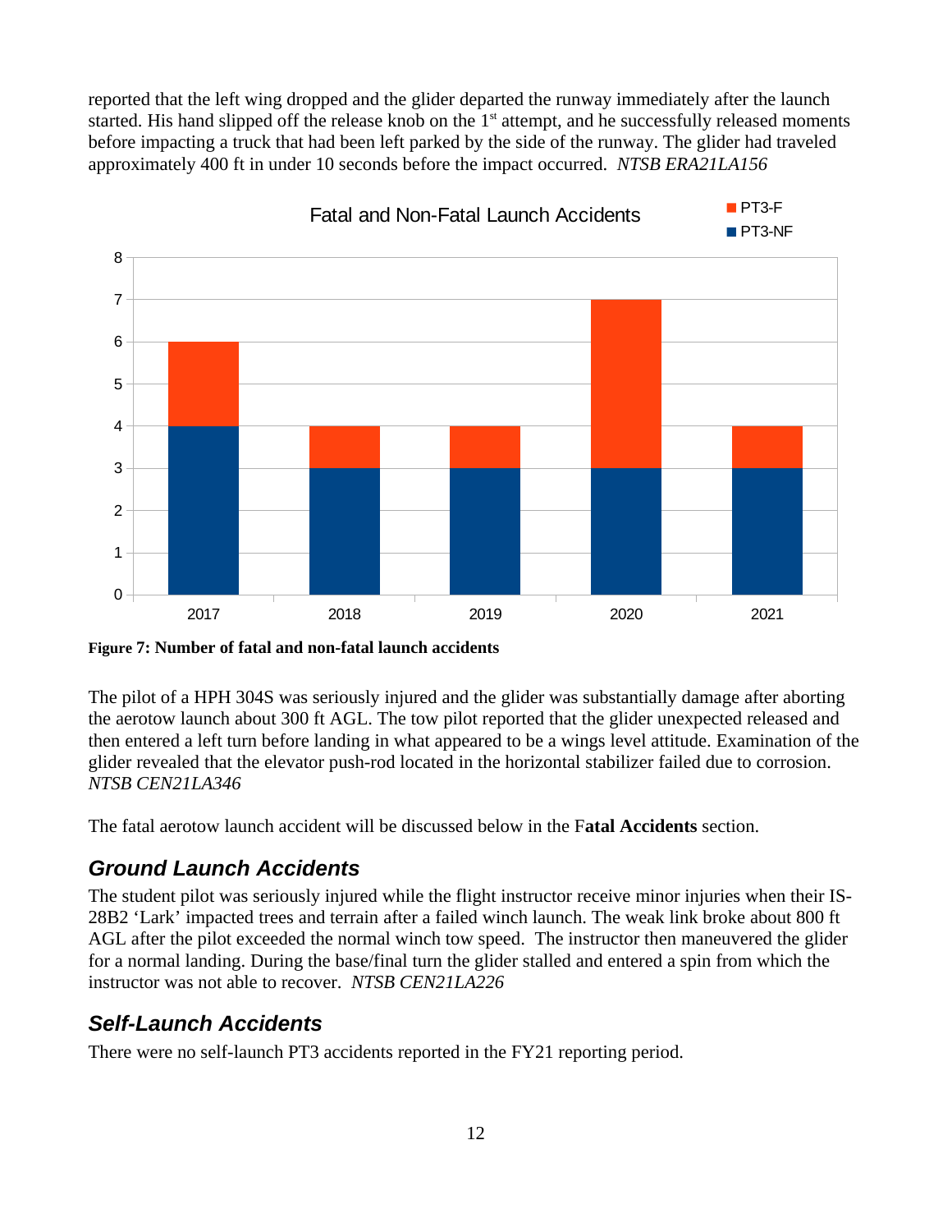reported that the left wing dropped and the glider departed the runway immediately after the launch started. His hand slipped off the release knob on the 1st attempt, and he successfully released moments before impacting a truck that had been left parked by the side of the runway. The glider had traveled approximately 400 ft in under 10 seconds before the impact occurred. *NTSB ERA21LA156*

**Figure 7: Number of fatal and non-fatal launch accidents**

The pilot of a HPH 304S was seriously injured and the glider was substantially damage after aborting the aerotow launch about 300 ft AGL. The tow pilot reported that the glider unexpected released and then entered a left turn before landing in what appeared to be a wings level attitude. Examination of the glider revealed that the elevator push-rod located in the horizontal stabilizer failed due to corrosion. *NTSB CEN21LA346*

The fatal aerotow launch accident will be discussed below in the F**atal Accidents** section.

## *Ground Launch Accidents*

The student pilot was seriously injured while the flight instructor receive minor injuries when their IS-28B2 'Lark' impacted trees and terrain after a failed winch launch. The weak link broke about 800 ft AGL after the pilot exceeded the normal winch tow speed. The instructor then maneuvered the glider for a normal landing. During the base/final turn the glider stalled and entered a spin from which the instructor was not able to recover. *NTSB CEN21LA226*

## *Self-Launch Accidents*

There were no self-launch PT3 accidents reported in the FY21 reporting period.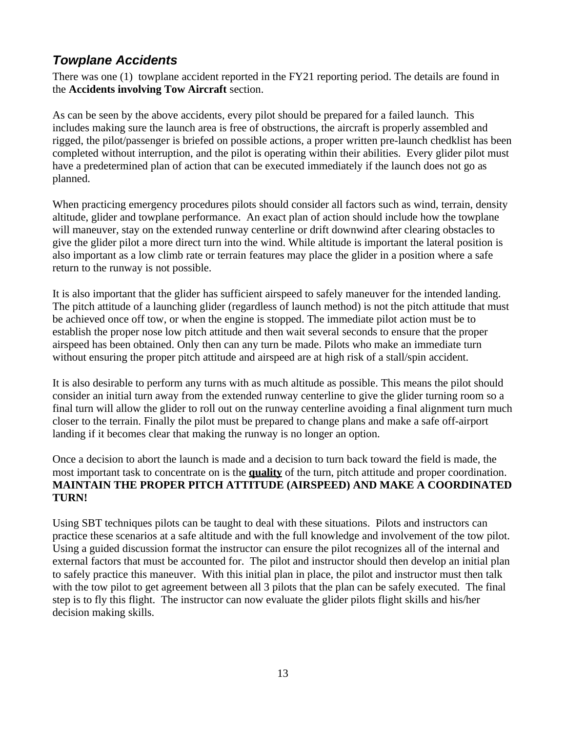### *Towplane Accidents*

There was one (1) towplane accident reported in the FY21 reporting period. The details are found in the **Accidents involving Tow Aircraft** section.

As can be seen by the above accidents, every pilot should be prepared for a failed launch. This includes making sure the launch area is free of obstructions, the aircraft is properly assembled and rigged, the pilot/passenger is briefed on possible actions, a proper written pre-launch chedklist has been completed without interruption, and the pilot is operating within their abilities. Every glider pilot must have a predetermined plan of action that can be executed immediately if the launch does not go as planned.

When practicing emergency procedures pilots should consider all factors such as wind, terrain, density altitude, glider and towplane performance. An exact plan of action should include how the towplane will maneuver, stay on the extended runway centerline or drift downwind after clearing obstacles to give the glider pilot a more direct turn into the wind. While altitude is important the lateral position is also important as a low climb rate or terrain features may place the glider in a position where a safe return to the runway is not possible.

It is also important that the glider has sufficient airspeed to safely maneuver for the intended landing. The pitch attitude of a launching glider (regardless of launch method) is not the pitch attitude that must be achieved once off tow, or when the engine is stopped. The immediate pilot action must be to establish the proper nose low pitch attitude and then wait several seconds to ensure that the proper airspeed has been obtained. Only then can any turn be made. Pilots who make an immediate turn without ensuring the proper pitch attitude and airspeed are at high risk of a stall/spin accident.

It is also desirable to perform any turns with as much altitude as possible. This means the pilot should consider an initial turn away from the extended runway centerline to give the glider turning room so a final turn will allow the glider to roll out on the runway centerline avoiding a final alignment turn much closer to the terrain. Finally the pilot must be prepared to change plans and make a safe off-airport landing if it becomes clear that making the runway is no longer an option.

Once a decision to abort the launch is made and a decision to turn back toward the field is made, the most important task to concentrate on is the ***quality*** of the turn, pitch attitude and proper coordination. **MAINTAIN THE PROPER PITCH ATTITUDE (AIRSPEED) AND MAKE A COORDINATED TURN!**

Using SBT techniques pilots can be taught to deal with these situations. Pilots and instructors can practice these scenarios at a safe altitude and with the full knowledge and involvement of the tow pilot. Using a guided discussion format the instructor can ensure the pilot recognizes all of the internal and external factors that must be accounted for. The pilot and instructor should then develop an initial plan to safely practice this maneuver. With this initial plan in place, the pilot and instructor must then talk with the tow pilot to get agreement between all 3 pilots that the plan can be safely executed. The final step is to fly this flight. The instructor can now evaluate the glider pilots flight skills and his/her decision making skills.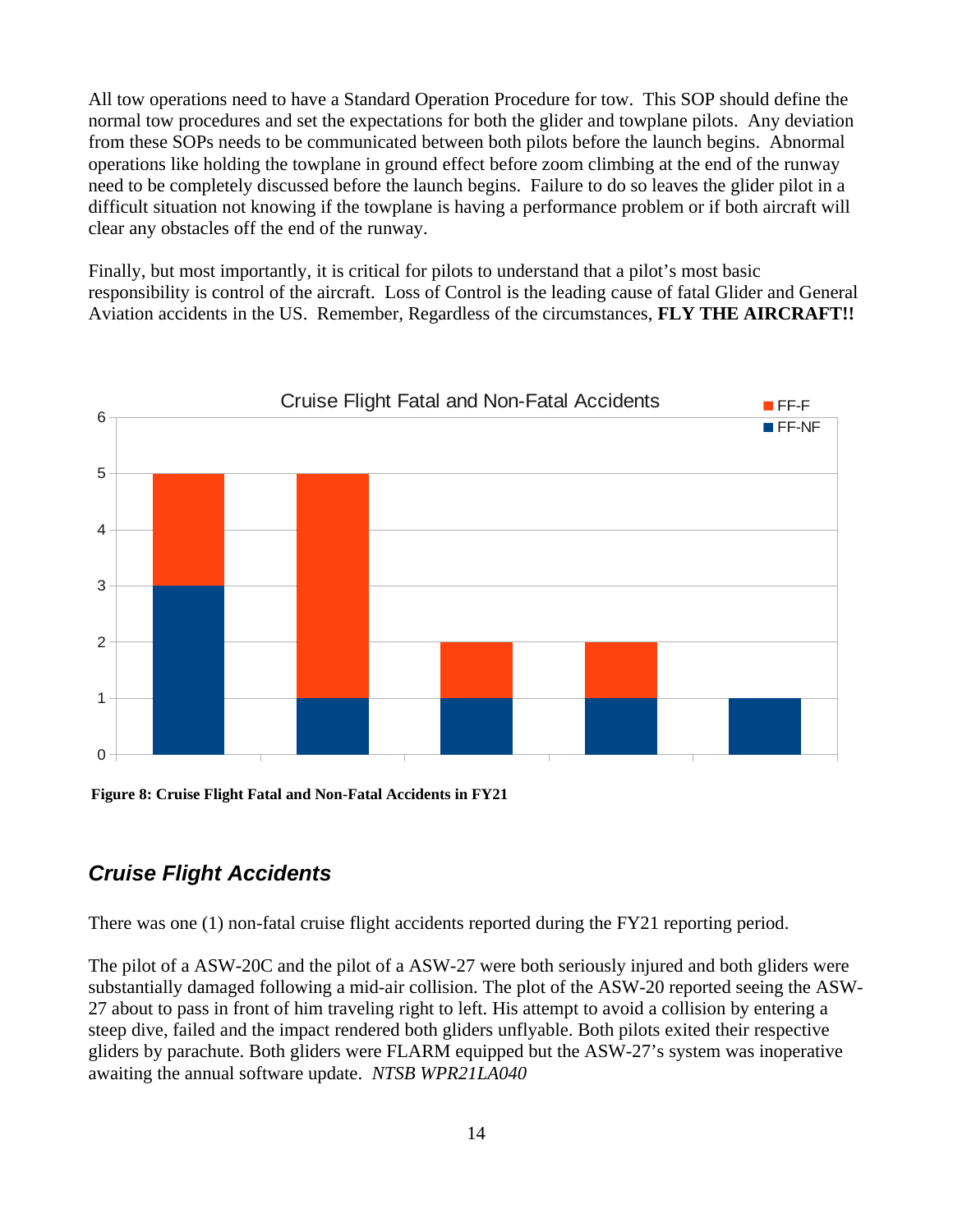All tow operations need to have a Standard Operation Procedure for tow. This SOP should define the normal tow procedures and set the expectations for both the glider and towplane pilots. Any deviation from these SOPs needs to be communicated between both pilots before the launch begins. Abnormal operations like holding the towplane in ground effect before zoom climbing at the end of the runway need to be completely discussed before the launch begins. Failure to do so leaves the glider pilot in a difficult situation not knowing if the towplane is having a performance problem or if both aircraft will clear any obstacles off the end of the runway.

Finally, but most importantly, it is critical for pilots to understand that a pilot's most basic responsibility is control of the aircraft. Loss of Control is the leading cause of fatal Glider and General Aviation accidents in the US. Remember, Regardless of the circumstances, **FLY THE AIRCRAFT!!**

Cruise Flight Fatal and Non-Fatal Accidents

| | FF-NF | FF-F |
|---|---|---|
| 1 | 3 | 2 |
| 2 | 1 | 4 |
| 3 | 1 | 1 |
| 4 | 1 | 1 |
| 5 | 1 | 0 |

**Figure 8: Cruise Flight Fatal and Non-Fatal Accidents in FY21**

## *Cruise Flight Accidents*

There was one (1) non-fatal cruise flight accidents reported during the FY21 reporting period.

The pilot of a ASW-20C and the pilot of a ASW-27 were both seriously injured and both gliders were substantially damaged following a mid-air collision. The plot of the ASW-20 reported seeing the ASW-27 about to pass in front of him traveling right to left. His attempt to avoid a collision by entering a steep dive, failed and the impact rendered both gliders unflyable. Both pilots exited their respective gliders by parachute. Both gliders were FLARM equipped but the ASW-27's system was inoperative awaiting the annual software update. *NTSB WPR21LA040*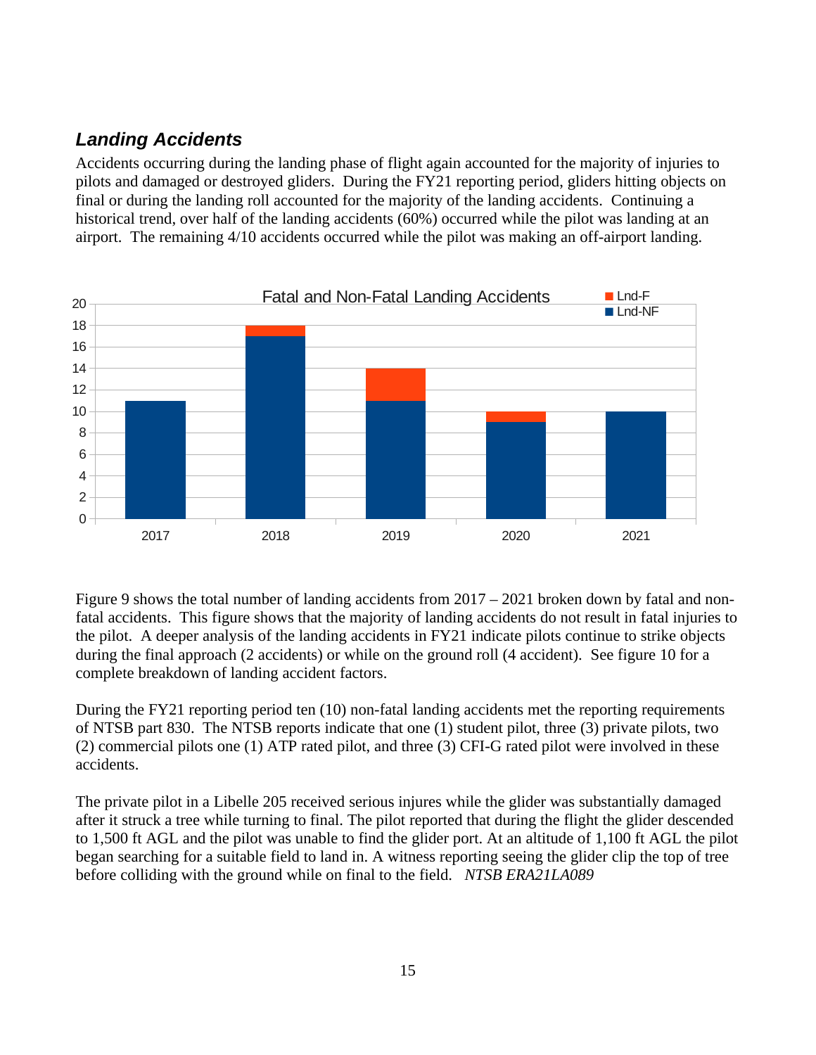## *Landing Accidents*

Accidents occurring during the landing phase of flight again accounted for the majority of injuries to pilots and damaged or destroyed gliders. During the FY21 reporting period, gliders hitting objects on final or during the landing roll accounted for the majority of the landing accidents. Continuing a historical trend, over half of the landing accidents (60%) occurred while the pilot was landing at an airport. The remaining 4/10 accidents occurred while the pilot was making an off-airport landing.

**Fatal and Non-Fatal Landing Accidents**

| Year | Lnd-NF | Lnd-F |
|---|---|---|
| 2017 | 11 | 0 |
| 2018 | 17 | 1 |
| 2019 | 11 | 3 |
| 2020 | 9 | 1 |
| 2021 | 10 | 0 |

Figure 9 shows the total number of landing accidents from 2017 – 2021 broken down by fatal and non-fatal accidents. This figure shows that the majority of landing accidents do not result in fatal injuries to the pilot. A deeper analysis of the landing accidents in FY21 indicate pilots continue to strike objects during the final approach (2 accidents) or while on the ground roll (4 accident). See figure 10 for a complete breakdown of landing accident factors.

During the FY21 reporting period ten (10) non-fatal landing accidents met the reporting requirements of NTSB part 830. The NTSB reports indicate that one (1) student pilot, three (3) private pilots, two (2) commercial pilots one (1) ATP rated pilot, and three (3) CFI-G rated pilot were involved in these accidents.

The private pilot in a Libelle 205 received serious injures while the glider was substantially damaged after it struck a tree while turning to final. The pilot reported that during the flight the glider descended to 1,500 ft AGL and the pilot was unable to find the glider port. At an altitude of 1,100 ft AGL the pilot began searching for a suitable field to land in. A witness reporting seeing the glider clip the top of tree before colliding with the ground while on final to the field. *NTSB ERA21LA089*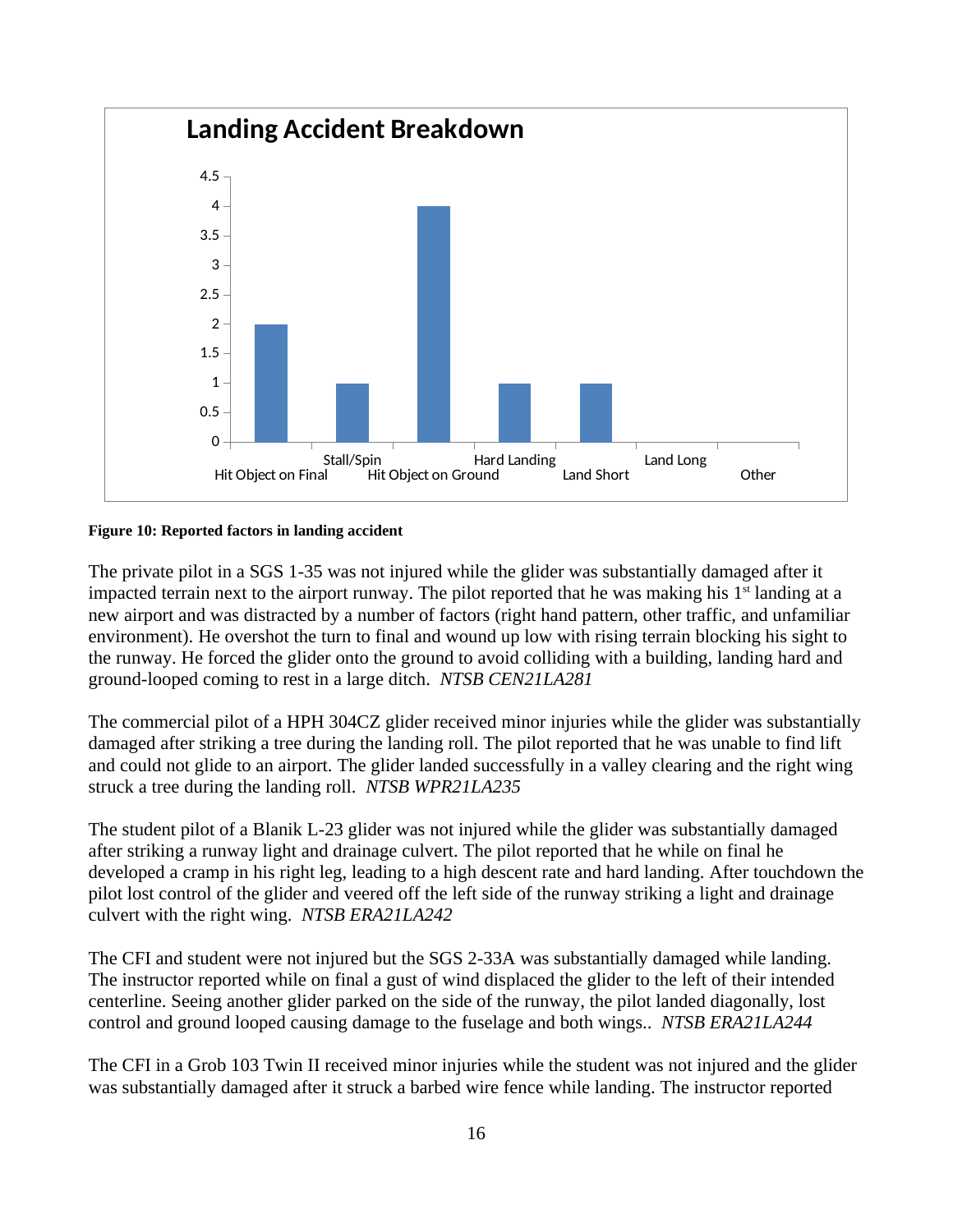**Landing Accident Breakdown**

| Category | Count |
|---|---|
| Hit Object on Final | 2 |
| Stall/Spin | 1 |
| Hit Object on Ground | 4 |
| Hard Landing | 1 |
| Land Short | 1 |
| Land Long | 0 |
| Other | 0 |

**Figure 10: Reported factors in landing accident**

The private pilot in a SGS 1-35 was not injured while the glider was substantially damaged after it impacted terrain next to the airport runway. The pilot reported that he was making his 1st landing at a new airport and was distracted by a number of factors (right hand pattern, other traffic, and unfamiliar environment). He overshot the turn to final and wound up low with rising terrain blocking his sight to the runway. He forced the glider onto the ground to avoid colliding with a building, landing hard and ground-looped coming to rest in a large ditch. *NTSB CEN21LA281*

The commercial pilot of a HPH 304CZ glider received minor injuries while the glider was substantially damaged after striking a tree during the landing roll. The pilot reported that he was unable to find lift and could not glide to an airport. The glider landed successfully in a valley clearing and the right wing struck a tree during the landing roll. *NTSB WPR21LA235*

The student pilot of a Blanik L-23 glider was not injured while the glider was substantially damaged after striking a runway light and drainage culvert. The pilot reported that he while on final he developed a cramp in his right leg, leading to a high descent rate and hard landing. After touchdown the pilot lost control of the glider and veered off the left side of the runway striking a light and drainage culvert with the right wing. *NTSB ERA21LA242*

The CFI and student were not injured but the SGS 2-33A was substantially damaged while landing. The instructor reported while on final a gust of wind displaced the glider to the left of their intended centerline. Seeing another glider parked on the side of the runway, the pilot landed diagonally, lost control and ground looped causing damage to the fuselage and both wings.. *NTSB ERA21LA244*

The CFI in a Grob 103 Twin II received minor injuries while the student was not injured and the glider was substantially damaged after it struck a barbed wire fence while landing. The instructor reported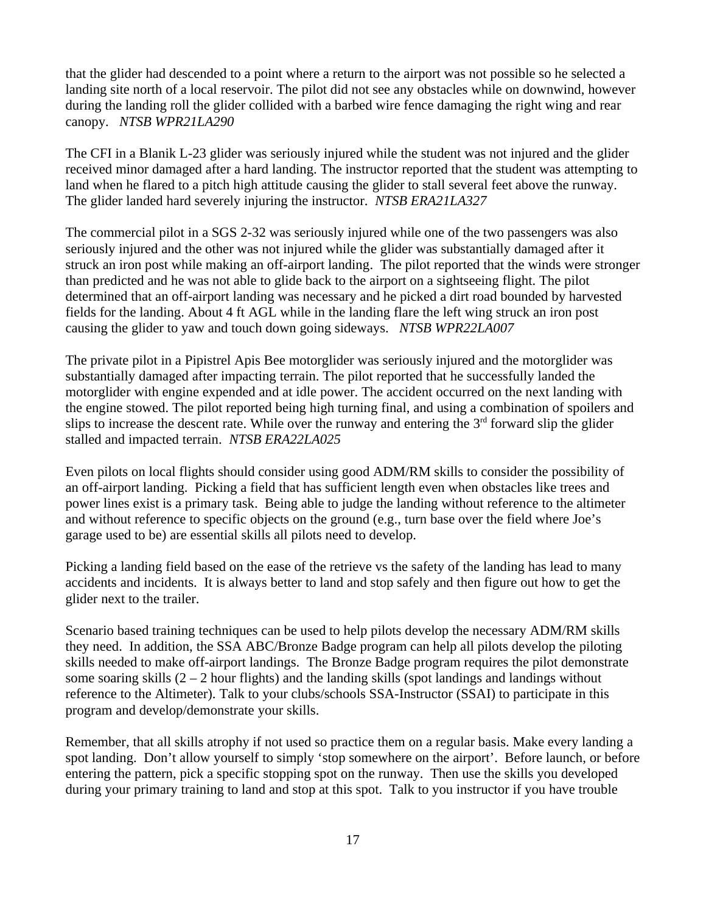that the glider had descended to a point where a return to the airport was not possible so he selected a landing site north of a local reservoir. The pilot did not see any obstacles while on downwind, however during the landing roll the glider collided with a barbed wire fence damaging the right wing and rear canopy. *NTSB WPR21LA290*

The CFI in a Blanik L-23 glider was seriously injured while the student was not injured and the glider received minor damaged after a hard landing. The instructor reported that the student was attempting to land when he flared to a pitch high attitude causing the glider to stall several feet above the runway. The glider landed hard severely injuring the instructor. *NTSB ERA21LA327*

The commercial pilot in a SGS 2-32 was seriously injured while one of the two passengers was also seriously injured and the other was not injured while the glider was substantially damaged after it struck an iron post while making an off-airport landing. The pilot reported that the winds were stronger than predicted and he was not able to glide back to the airport on a sightseeing flight. The pilot determined that an off-airport landing was necessary and he picked a dirt road bounded by harvested fields for the landing. About 4 ft AGL while in the landing flare the left wing struck an iron post causing the glider to yaw and touch down going sideways. *NTSB WPR22LA007*

The private pilot in a Pipistrel Apis Bee motorglider was seriously injured and the motorglider was substantially damaged after impacting terrain. The pilot reported that he successfully landed the motorglider with engine expended and at idle power. The accident occurred on the next landing with the engine stowed. The pilot reported being high turning final, and using a combination of spoilers and slips to increase the descent rate. While over the runway and entering the 3rd forward slip the glider stalled and impacted terrain. *NTSB ERA22LA025*

Even pilots on local flights should consider using good ADM/RM skills to consider the possibility of an off-airport landing. Picking a field that has sufficient length even when obstacles like trees and power lines exist is a primary task. Being able to judge the landing without reference to the altimeter and without reference to specific objects on the ground (e.g., turn base over the field where Joe's garage used to be) are essential skills all pilots need to develop.

Picking a landing field based on the ease of the retrieve vs the safety of the landing has lead to many accidents and incidents. It is always better to land and stop safely and then figure out how to get the glider next to the trailer.

Scenario based training techniques can be used to help pilots develop the necessary ADM/RM skills they need. In addition, the SSA ABC/Bronze Badge program can help all pilots develop the piloting skills needed to make off-airport landings. The Bronze Badge program requires the pilot demonstrate some soaring skills (2 – 2 hour flights) and the landing skills (spot landings and landings without reference to the Altimeter). Talk to your clubs/schools SSA-Instructor (SSAI) to participate in this program and develop/demonstrate your skills.

Remember, that all skills atrophy if not used so practice them on a regular basis. Make every landing a spot landing. Don't allow yourself to simply 'stop somewhere on the airport'. Before launch, or before entering the pattern, pick a specific stopping spot on the runway. Then use the skills you developed during your primary training to land and stop at this spot. Talk to you instructor if you have trouble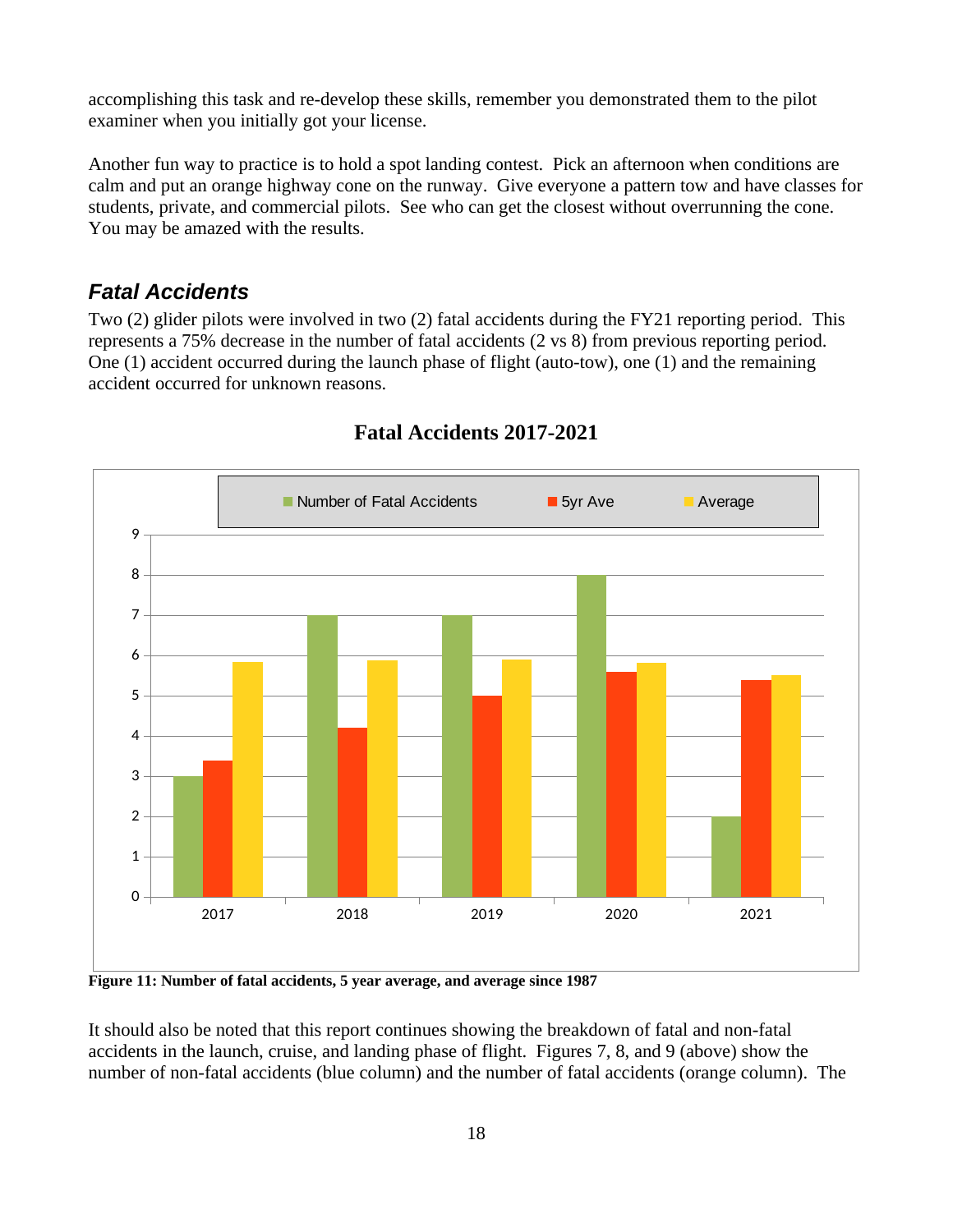accomplishing this task and re-develop these skills, remember you demonstrated them to the pilot examiner when you initially got your license.

Another fun way to practice is to hold a spot landing contest. Pick an afternoon when conditions are calm and put an orange highway cone on the runway. Give everyone a pattern tow and have classes for students, private, and commercial pilots. See who can get the closest without overrunning the cone. You may be amazed with the results.

## *Fatal Accidents*

Two (2) glider pilots were involved in two (2) fatal accidents during the FY21 reporting period. This represents a 75% decrease in the number of fatal accidents (2 vs 8) from previous reporting period. One (1) accident occurred during the launch phase of flight (auto-tow), one (1) and the remaining accident occurred for unknown reasons.

**Fatal Accidents 2017-2021**

| Year | Number of Fatal Accidents | 5yr Ave | Average |
|---|---|---|---|
| 2017 | 3 | 3.4 | 5.85 |
| 2018 | 7 | 4.2 | 5.9 |
| 2019 | 7 | 5 | 5.9 |
| 2020 | 8 | 5.6 | 5.8 |
| 2021 | 2 | 5.4 | 5.5 |

**Figure 11: Number of fatal accidents, 5 year average, and average since 1987**

It should also be noted that this report continues showing the breakdown of fatal and non-fatal accidents in the launch, cruise, and landing phase of flight. Figures 7, 8, and 9 (above) show the number of non-fatal accidents (blue column) and the number of fatal accidents (orange column). The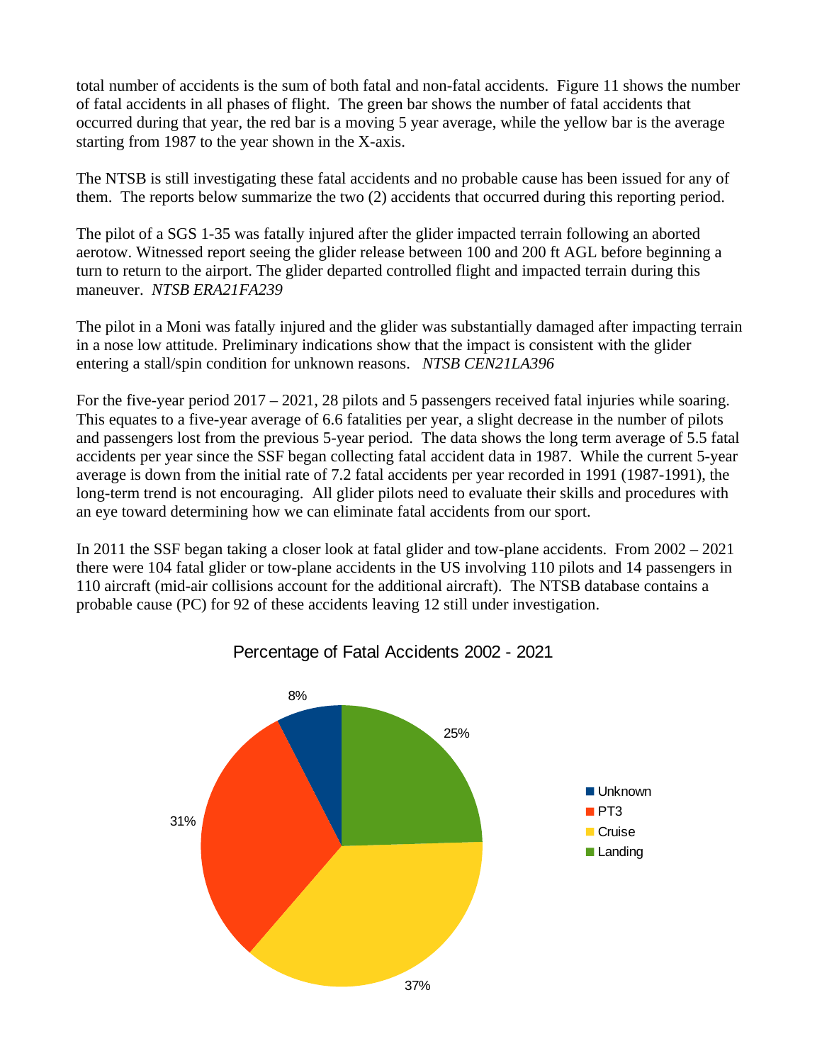total number of accidents is the sum of both fatal and non-fatal accidents. Figure 11 shows the number of fatal accidents in all phases of flight. The green bar shows the number of fatal accidents that occurred during that year, the red bar is a moving 5 year average, while the yellow bar is the average starting from 1987 to the year shown in the X-axis.

The NTSB is still investigating these fatal accidents and no probable cause has been issued for any of them. The reports below summarize the two (2) accidents that occurred during this reporting period.

The pilot of a SGS 1-35 was fatally injured after the glider impacted terrain following an aborted aerotow. Witnessed report seeing the glider release between 100 and 200 ft AGL before beginning a turn to return to the airport. The glider departed controlled flight and impacted terrain during this maneuver. *NTSB ERA21FA239*

The pilot in a Moni was fatally injured and the glider was substantially damaged after impacting terrain in a nose low attitude. Preliminary indications show that the impact is consistent with the glider entering a stall/spin condition for unknown reasons. *NTSB CEN21LA396*

For the five-year period 2017 – 2021, 28 pilots and 5 passengers received fatal injuries while soaring. This equates to a five-year average of 6.6 fatalities per year, a slight decrease in the number of pilots and passengers lost from the previous 5-year period. The data shows the long term average of 5.5 fatal accidents per year since the SSF began collecting fatal accident data in 1987. While the current 5-year average is down from the initial rate of 7.2 fatal accidents per year recorded in 1991 (1987-1991), the long-term trend is not encouraging. All glider pilots need to evaluate their skills and procedures with an eye toward determining how we can eliminate fatal accidents from our sport.

In 2011 the SSF began taking a closer look at fatal glider and tow-plane accidents. From 2002 – 2021 there were 104 fatal glider or tow-plane accidents in the US involving 110 pilots and 14 passengers in 110 aircraft (mid-air collisions account for the additional aircraft). The NTSB database contains a probable cause (PC) for 92 of these accidents leaving 12 still under investigation.

Percentage of Fatal Accidents 2002 - 2021

| Phase | Percentage |
| --- | --- |
| Unknown | 8% |
| PT3 | 31% |
| Cruise | 37% |
| Landing | 25% |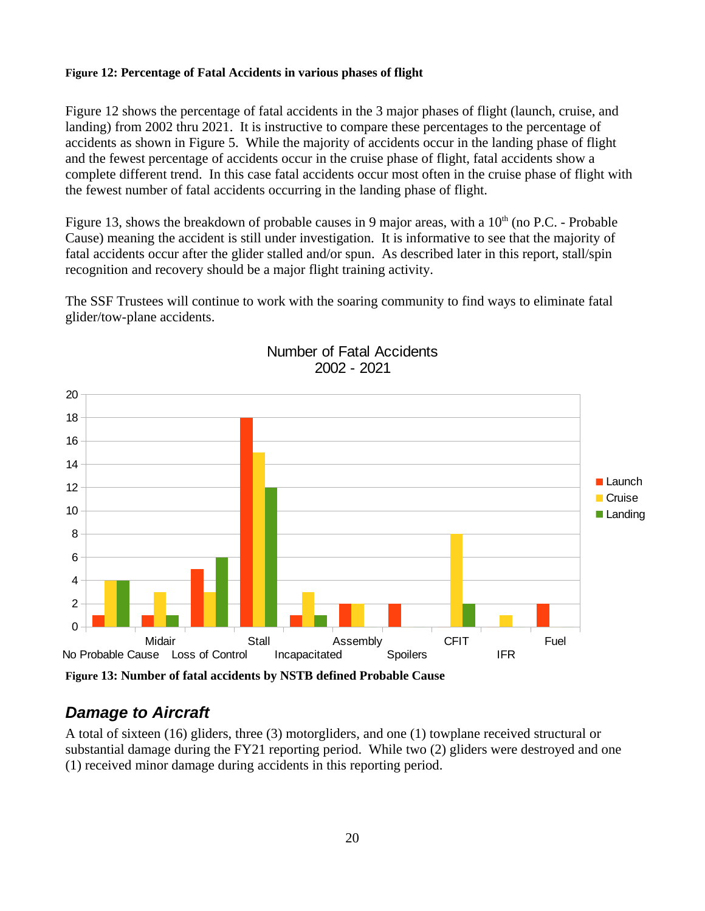**Figure 12: Percentage of Fatal Accidents in various phases of flight**

Figure 12 shows the percentage of fatal accidents in the 3 major phases of flight (launch, cruise, and landing) from 2002 thru 2021. It is instructive to compare these percentages to the percentage of accidents as shown in Figure 5. While the majority of accidents occur in the landing phase of flight and the fewest percentage of accidents occur in the cruise phase of flight, fatal accidents show a complete different trend. In this case fatal accidents occur most often in the cruise phase of flight with the fewest number of fatal accidents occurring in the landing phase of flight.

Figure 13, shows the breakdown of probable causes in 9 major areas, with a $10^{th}$ (no P.C. - Probable Cause) meaning the accident is still under investigation. It is informative to see that the majority of fatal accidents occur after the glider stalled and/or spun. As described later in this report, stall/spin recognition and recovery should be a major flight training activity.

The SSF Trustees will continue to work with the soaring community to find ways to eliminate fatal glider/tow-plane accidents.

Number of Fatal Accidents
2002 - 2021

| Probable Cause | Launch | Cruise | Landing |
|---|---|---|---|
| No Probable Cause | 1 | 4 | 4 |
| Midair | 1 | 3 | 1 |
| Loss of Control | 5 | 3 | 6 |
| Stall | 18 | 15 | 12 |
| Incapacitated | 1 | 3 | 1 |
| Assembly | 2 | 2 | 0 |
| Spoilers | 2 | 0 | 0 |
| CFIT | 0 | 8 | 2 |
| IFR | 0 | 1 | 0 |
| Fuel | 2 | 0 | 0 |

**Figure 13: Number of fatal accidents by NSTB defined Probable Cause**

## *Damage to Aircraft*

A total of sixteen (16) gliders, three (3) motorgliders, and one (1) towplane received structural or substantial damage during the FY21 reporting period. While two (2) gliders were destroyed and one (1) received minor damage during accidents in this reporting period.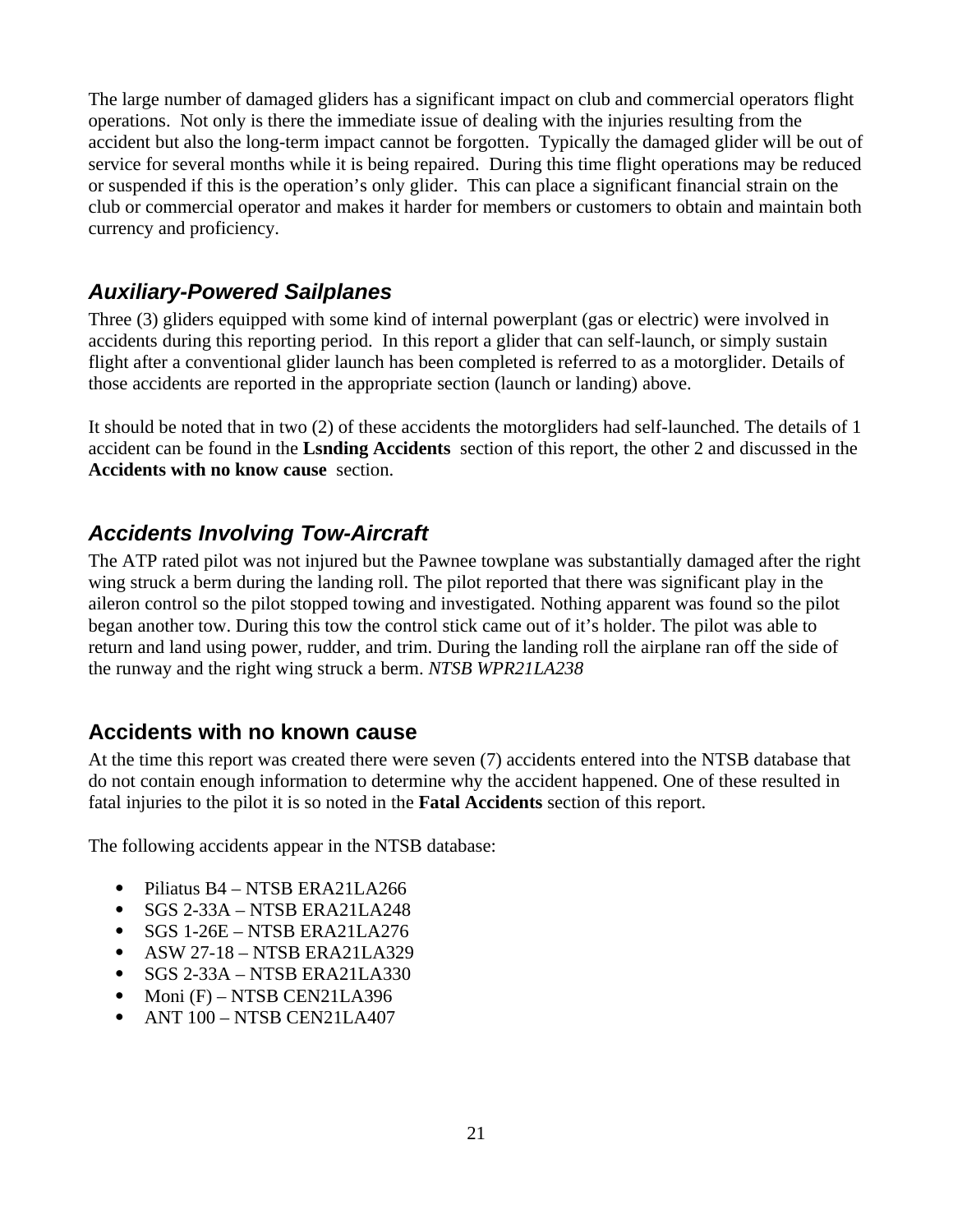The large number of damaged gliders has a significant impact on club and commercial operators flight operations. Not only is there the immediate issue of dealing with the injuries resulting from the accident but also the long-term impact cannot be forgotten. Typically the damaged glider will be out of service for several months while it is being repaired. During this time flight operations may be reduced or suspended if this is the operation's only glider. This can place a significant financial strain on the club or commercial operator and makes it harder for members or customers to obtain and maintain both currency and proficiency.

## *Auxiliary-Powered Sailplanes*

Three (3) gliders equipped with some kind of internal powerplant (gas or electric) were involved in accidents during this reporting period. In this report a glider that can self-launch, or simply sustain flight after a conventional glider launch has been completed is referred to as a motorglider. Details of those accidents are reported in the appropriate section (launch or landing) above.

It should be noted that in two (2) of these accidents the motorgliders had self-launched. The details of 1 accident can be found in the **Lsnding Accidents** section of this report, the other 2 and discussed in the **Accidents with no know cause** section.

## *Accidents Involving Tow-Aircraft*

The ATP rated pilot was not injured but the Pawnee towplane was substantially damaged after the right wing struck a berm during the landing roll. The pilot reported that there was significant play in the aileron control so the pilot stopped towing and investigated. Nothing apparent was found so the pilot began another tow. During this tow the control stick came out of it's holder. The pilot was able to return and land using power, rudder, and trim. During the landing roll the airplane ran off the side of the runway and the right wing struck a berm. *NTSB WPR21LA238*

## Accidents with no known cause

At the time this report was created there were seven (7) accidents entered into the NTSB database that do not contain enough information to determine why the accident happened. One of these resulted in fatal injuries to the pilot it is so noted in the **Fatal Accidents** section of this report.

The following accidents appear in the NTSB database:

- Piliatus B4 – NTSB ERA21LA266
- SGS 2-33A – NTSB ERA21LA248
- SGS 1-26E – NTSB ERA21LA276
- ASW 27-18 – NTSB ERA21LA329
- SGS 2-33A – NTSB ERA21LA330
- Moni (F) – NTSB CEN21LA396
- ANT 100 – NTSB CEN21LA407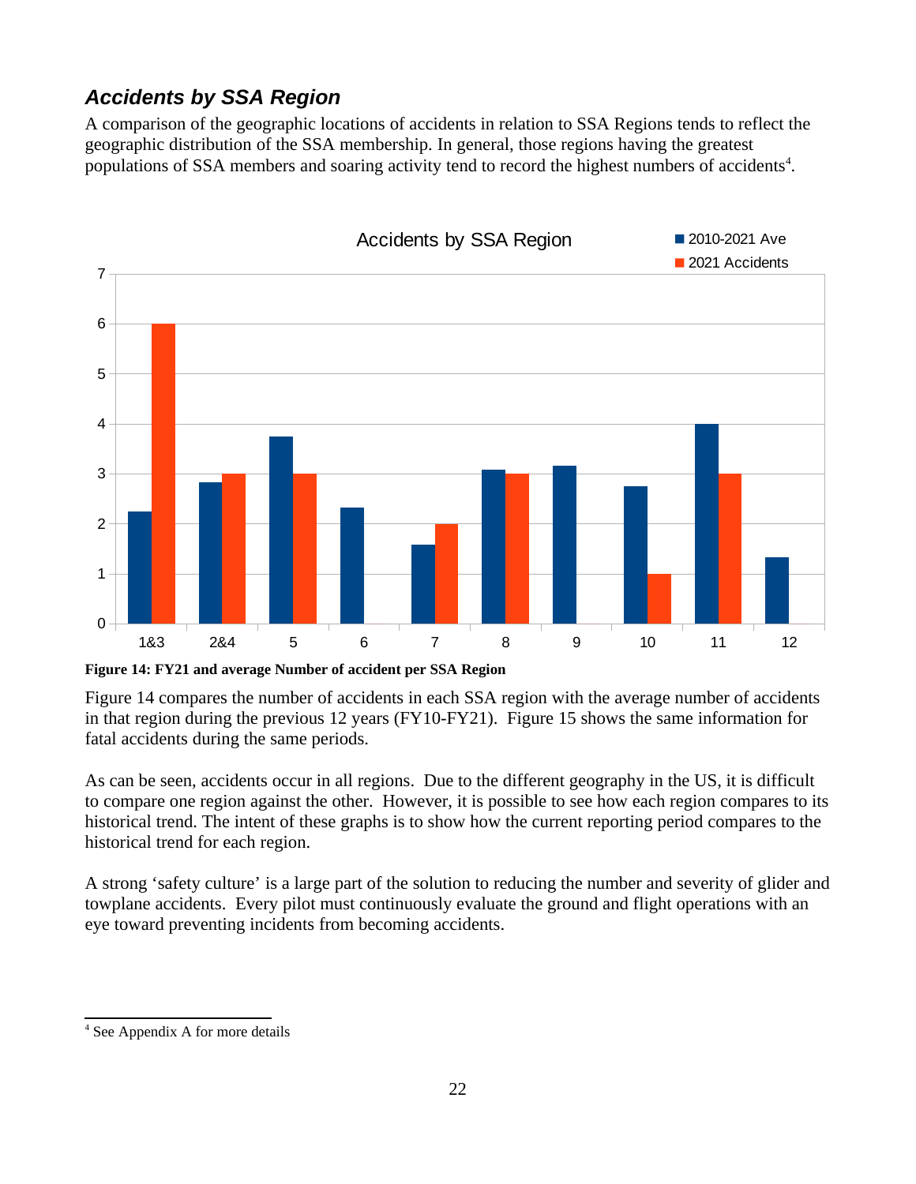## ***Accidents by SSA Region***

A comparison of the geographic locations of accidents in relation to SSA Regions tends to reflect the geographic distribution of the SSA membership. In general, those regions having the greatest populations of SSA members and soaring activity tend to record the highest numbers of accidents[4].

**Figure 14: FY21 and average Number of accident per SSA Region**

Figure 14 compares the number of accidents in each SSA region with the average number of accidents in that region during the previous 12 years (FY10-FY21). Figure 15 shows the same information for fatal accidents during the same periods.

As can be seen, accidents occur in all regions. Due to the different geography in the US, it is difficult to compare one region against the other. However, it is possible to see how each region compares to its historical trend. The intent of these graphs is to show how the current reporting period compares to the historical trend for each region.

A strong 'safety culture' is a large part of the solution to reducing the number and severity of glider and towplane accidents. Every pilot must continuously evaluate the ground and flight operations with an eye toward preventing incidents from becoming accidents.

[4] See Appendix A for more details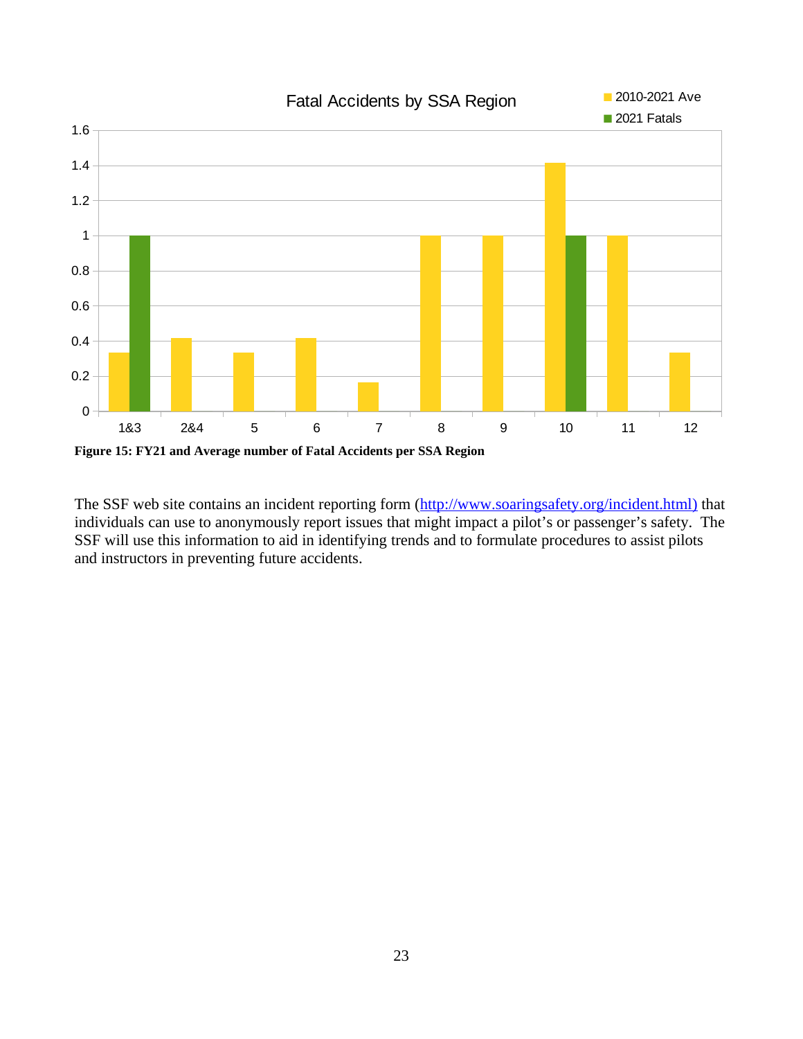Fatal Accidents by SSA Region

| SSA Region | 2010-2021 Ave | 2021 Fatals |
|---|---|---|
| 1&3 | 0.33 | 1 |
| 2&4 | 0.42 | 0 |
| 5 | 0.33 | 0 |
| 6 | 0.42 | 0 |
| 7 | 0.17 | 0 |
| 8 | 1 | 0 |
| 9 | 1 | 0 |
| 10 | 1.42 | 1 |
| 11 | 1 | 0 |
| 12 | 0.33 | 0 |

**Figure 15: FY21 and Average number of Fatal Accidents per SSA Region**

The SSF web site contains an incident reporting form ([http://www.soaringsafety.org/incident.html)](http://www.soaringsafety.org/incident.html) that individuals can use to anonymously report issues that might impact a pilot's or passenger's safety. The SSF will use this information to aid in identifying trends and to formulate procedures to assist pilots and instructors in preventing future accidents.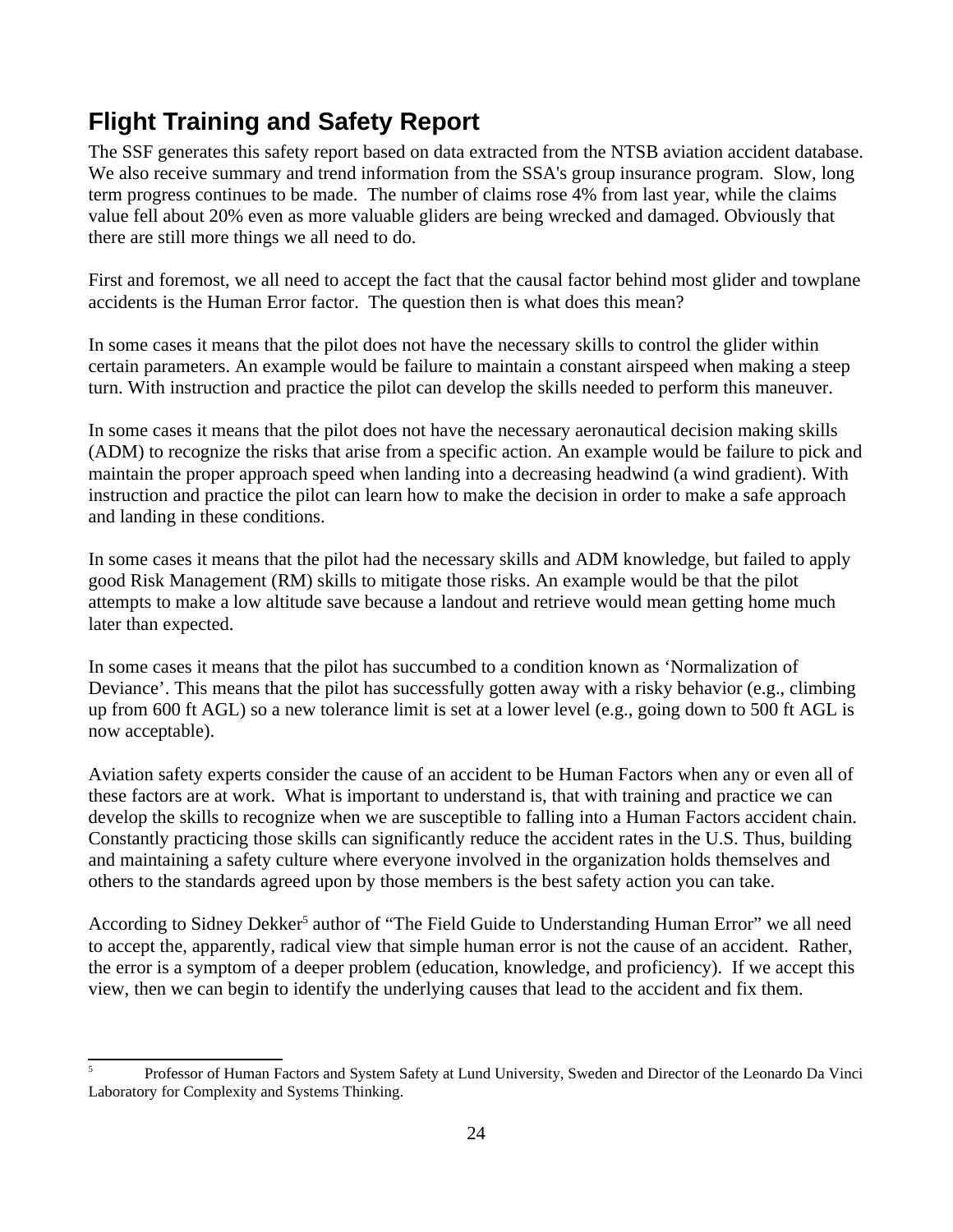## Flight Training and Safety Report

The SSF generates this safety report based on data extracted from the NTSB aviation accident database. We also receive summary and trend information from the SSA's group insurance program. Slow, long term progress continues to be made. The number of claims rose 4% from last year, while the claims value fell about 20% even as more valuable gliders are being wrecked and damaged. Obviously that there are still more things we all need to do.

First and foremost, we all need to accept the fact that the causal factor behind most glider and towplane accidents is the Human Error factor. The question then is what does this mean?

In some cases it means that the pilot does not have the necessary skills to control the glider within certain parameters. An example would be failure to maintain a constant airspeed when making a steep turn. With instruction and practice the pilot can develop the skills needed to perform this maneuver.

In some cases it means that the pilot does not have the necessary aeronautical decision making skills (ADM) to recognize the risks that arise from a specific action. An example would be failure to pick and maintain the proper approach speed when landing into a decreasing headwind (a wind gradient). With instruction and practice the pilot can learn how to make the decision in order to make a safe approach and landing in these conditions.

In some cases it means that the pilot had the necessary skills and ADM knowledge, but failed to apply good Risk Management (RM) skills to mitigate those risks. An example would be that the pilot attempts to make a low altitude save because a landout and retrieve would mean getting home much later than expected.

In some cases it means that the pilot has succumbed to a condition known as 'Normalization of Deviance'. This means that the pilot has successfully gotten away with a risky behavior (e.g., climbing up from 600 ft AGL) so a new tolerance limit is set at a lower level (e.g., going down to 500 ft AGL is now acceptable).

Aviation safety experts consider the cause of an accident to be Human Factors when any or even all of these factors are at work. What is important to understand is, that with training and practice we can develop the skills to recognize when we are susceptible to falling into a Human Factors accident chain. Constantly practicing those skills can significantly reduce the accident rates in the U.S. Thus, building and maintaining a safety culture where everyone involved in the organization holds themselves and others to the standards agreed upon by those members is the best safety action you can take.

According to Sidney Dekker[5] author of "The Field Guide to Understanding Human Error" we all need to accept the, apparently, radical view that simple human error is not the cause of an accident. Rather, the error is a symptom of a deeper problem (education, knowledge, and proficiency). If we accept this view, then we can begin to identify the underlying causes that lead to the accident and fix them.

---

[5] Professor of Human Factors and System Safety at Lund University, Sweden and Director of the Leonardo Da Vinci Laboratory for Complexity and Systems Thinking.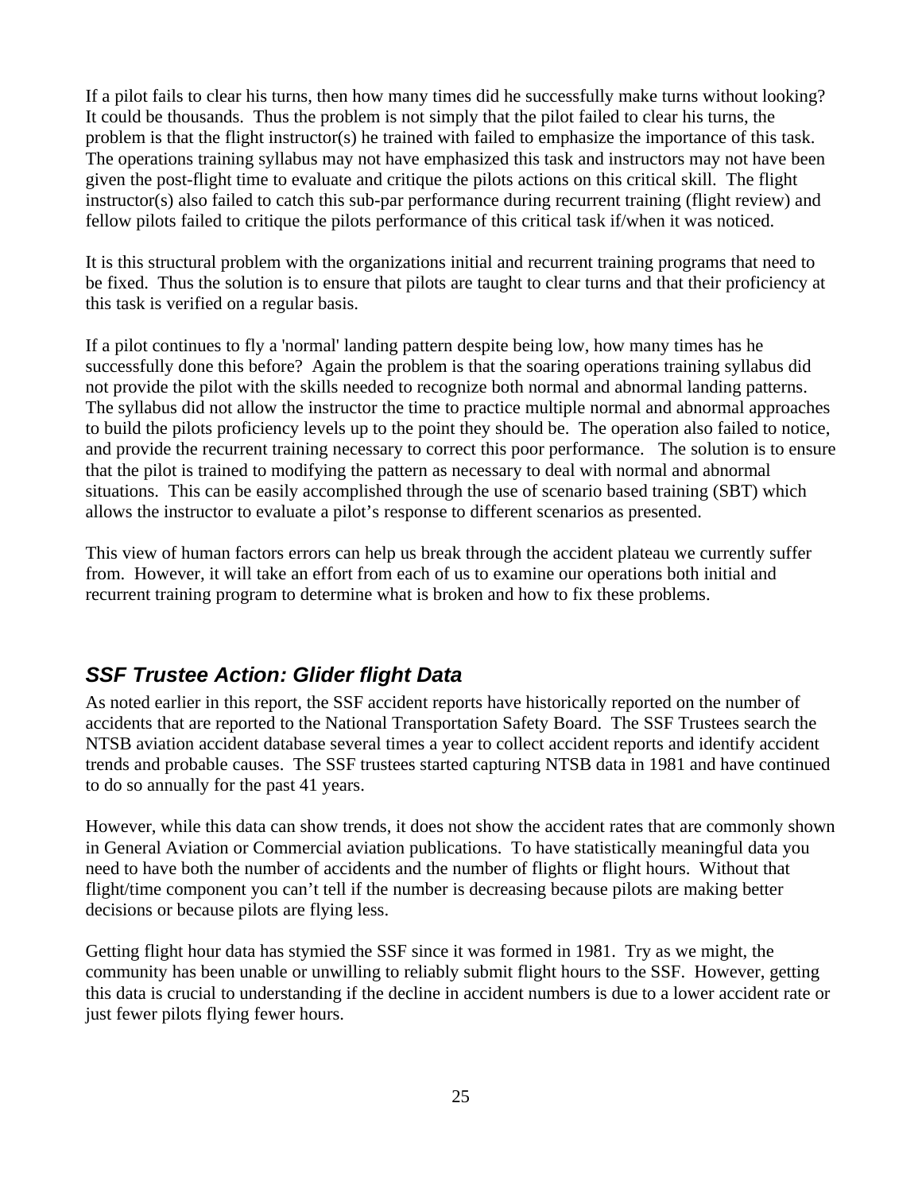If a pilot fails to clear his turns, then how many times did he successfully make turns without looking? It could be thousands. Thus the problem is not simply that the pilot failed to clear his turns, the problem is that the flight instructor(s) he trained with failed to emphasize the importance of this task. The operations training syllabus may not have emphasized this task and instructors may not have been given the post-flight time to evaluate and critique the pilots actions on this critical skill. The flight instructor(s) also failed to catch this sub-par performance during recurrent training (flight review) and fellow pilots failed to critique the pilots performance of this critical task if/when it was noticed.

It is this structural problem with the organizations initial and recurrent training programs that need to be fixed. Thus the solution is to ensure that pilots are taught to clear turns and that their proficiency at this task is verified on a regular basis.

If a pilot continues to fly a 'normal' landing pattern despite being low, how many times has he successfully done this before? Again the problem is that the soaring operations training syllabus did not provide the pilot with the skills needed to recognize both normal and abnormal landing patterns. The syllabus did not allow the instructor the time to practice multiple normal and abnormal approaches to build the pilots proficiency levels up to the point they should be. The operation also failed to notice, and provide the recurrent training necessary to correct this poor performance. The solution is to ensure that the pilot is trained to modifying the pattern as necessary to deal with normal and abnormal situations. This can be easily accomplished through the use of scenario based training (SBT) which allows the instructor to evaluate a pilot's response to different scenarios as presented.

This view of human factors errors can help us break through the accident plateau we currently suffer from. However, it will take an effort from each of us to examine our operations both initial and recurrent training program to determine what is broken and how to fix these problems.

## *SSF Trustee Action: Glider flight Data*

As noted earlier in this report, the SSF accident reports have historically reported on the number of accidents that are reported to the National Transportation Safety Board. The SSF Trustees search the NTSB aviation accident database several times a year to collect accident reports and identify accident trends and probable causes. The SSF trustees started capturing NTSB data in 1981 and have continued to do so annually for the past 41 years.

However, while this data can show trends, it does not show the accident rates that are commonly shown in General Aviation or Commercial aviation publications. To have statistically meaningful data you need to have both the number of accidents and the number of flights or flight hours. Without that flight/time component you can't tell if the number is decreasing because pilots are making better decisions or because pilots are flying less.

Getting flight hour data has stymied the SSF since it was formed in 1981. Try as we might, the community has been unable or unwilling to reliably submit flight hours to the SSF. However, getting this data is crucial to understanding if the decline in accident numbers is due to a lower accident rate or just fewer pilots flying fewer hours.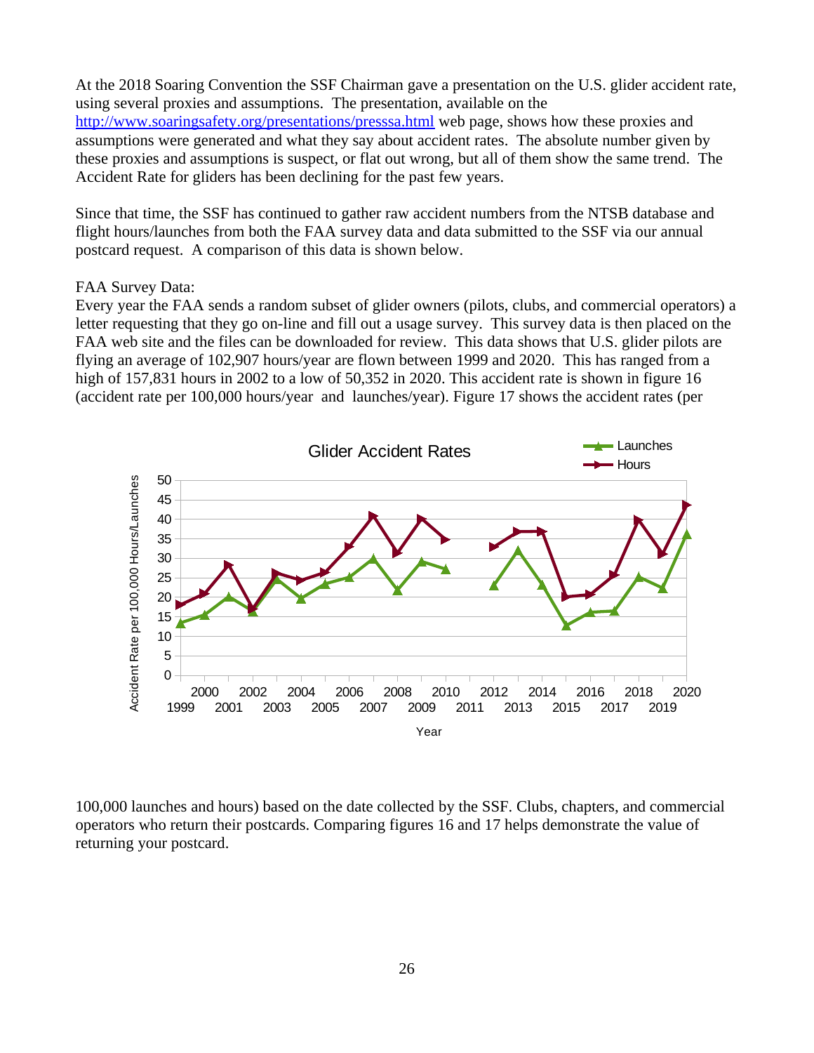At the 2018 Soaring Convention the SSF Chairman gave a presentation on the U.S. glider accident rate, using several proxies and assumptions. The presentation, available on the [http://www.soaringsafety.org/presentations/presssa.html](http://www.soaringsafety.org/presentations/presssa.html) web page, shows how these proxies and assumptions were generated and what they say about accident rates. The absolute number given by these proxies and assumptions is suspect, or flat out wrong, but all of them show the same trend. The Accident Rate for gliders has been declining for the past few years.

Since that time, the SSF has continued to gather raw accident numbers from the NTSB database and flight hours/launches from both the FAA survey data and data submitted to the SSF via our annual postcard request. A comparison of this data is shown below.

FAA Survey Data:
Every year the FAA sends a random subset of glider owners (pilots, clubs, and commercial operators) a letter requesting that they go on-line and fill out a usage survey. This survey data is then placed on the FAA web site and the files can be downloaded for review. This data shows that U.S. glider pilots are flying an average of 102,907 hours/year are flown between 1999 and 2020. This has ranged from a high of 157,831 hours in 2002 to a low of 50,352 in 2020. This accident rate is shown in figure 16 (accident rate per 100,000 hours/year and launches/year). Figure 17 shows the accident rates (per

Glider Accident Rates

100,000 launches and hours) based on the date collected by the SSF. Clubs, chapters, and commercial operators who return their postcards. Comparing figures 16 and 17 helps demonstrate the value of returning your postcard.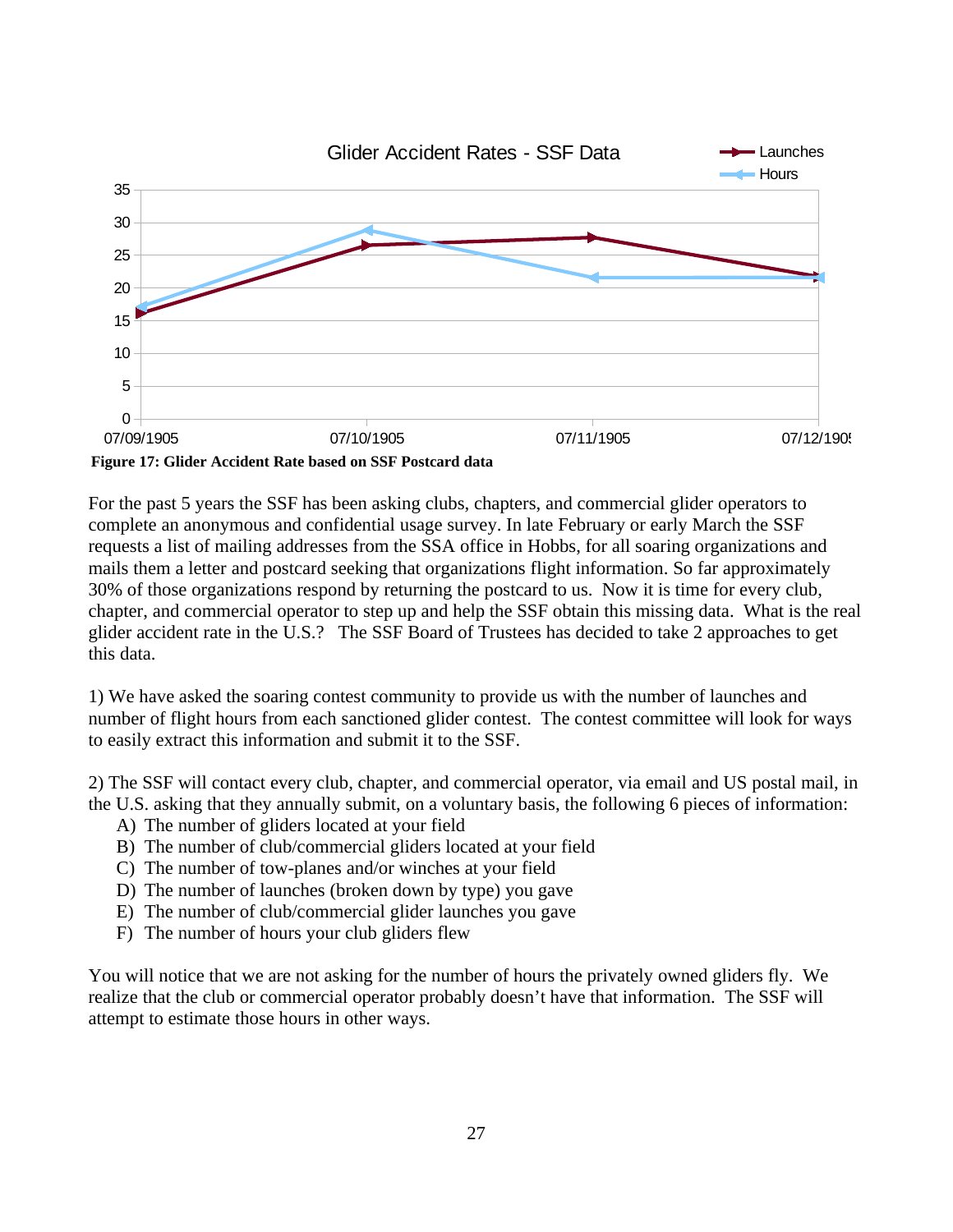**Figure 17: Glider Accident Rate based on SSF Postcard data**

For the past 5 years the SSF has been asking clubs, chapters, and commercial glider operators to complete an anonymous and confidential usage survey. In late February or early March the SSF requests a list of mailing addresses from the SSA office in Hobbs, for all soaring organizations and mails them a letter and postcard seeking that organizations flight information. So far approximately 30% of those organizations respond by returning the postcard to us. Now it is time for every club, chapter, and commercial operator to step up and help the SSF obtain this missing data. What is the real glider accident rate in the U.S.? The SSF Board of Trustees has decided to take 2 approaches to get this data.

1) We have asked the soaring contest community to provide us with the number of launches and number of flight hours from each sanctioned glider contest. The contest committee will look for ways to easily extract this information and submit it to the SSF.

2) The SSF will contact every club, chapter, and commercial operator, via email and US postal mail, in the U.S. asking that they annually submit, on a voluntary basis, the following 6 pieces of information:

A) The number of gliders located at your field
B) The number of club/commercial gliders located at your field
C) The number of tow-planes and/or winches at your field
D) The number of launches (broken down by type) you gave
E) The number of club/commercial glider launches you gave
F) The number of hours your club gliders flew

You will notice that we are not asking for the number of hours the privately owned gliders fly. We realize that the club or commercial operator probably doesn't have that information. The SSF will attempt to estimate those hours in other ways.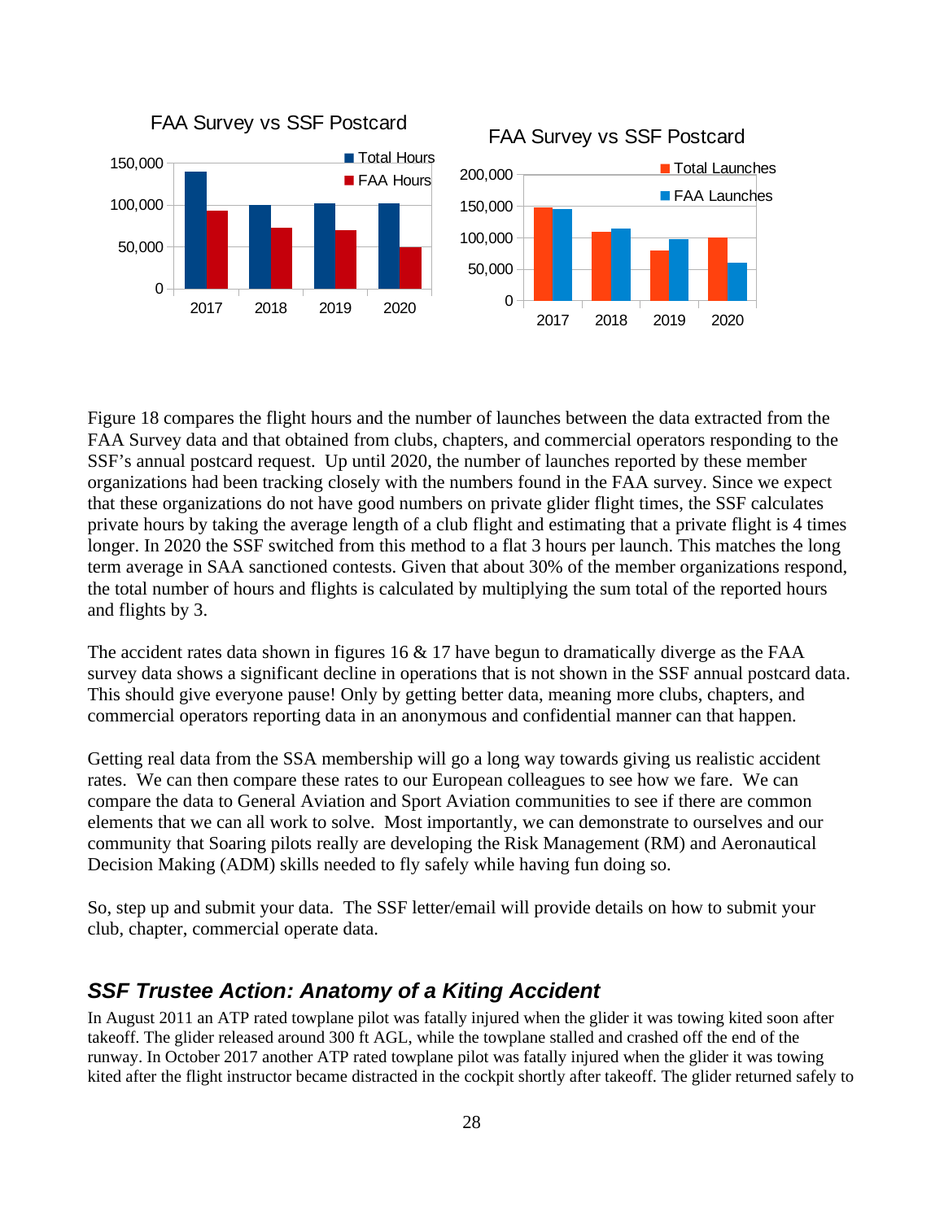Figure 18 compares the flight hours and the number of launches between the data extracted from the FAA Survey data and that obtained from clubs, chapters, and commercial operators responding to the SSF's annual postcard request. Up until 2020, the number of launches reported by these member organizations had been tracking closely with the numbers found in the FAA survey. Since we expect that these organizations do not have good numbers on private glider flight times, the SSF calculates private hours by taking the average length of a club flight and estimating that a private flight is 4 times longer. In 2020 the SSF switched from this method to a flat 3 hours per launch. This matches the long term average in SAA sanctioned contests. Given that about 30% of the member organizations respond, the total number of hours and flights is calculated by multiplying the sum total of the reported hours and flights by 3.

The accident rates data shown in figures 16 & 17 have begun to dramatically diverge as the FAA survey data shows a significant decline in operations that is not shown in the SSF annual postcard data. This should give everyone pause! Only by getting better data, meaning more clubs, chapters, and commercial operators reporting data in an anonymous and confidential manner can that happen.

Getting real data from the SSA membership will go a long way towards giving us realistic accident rates. We can then compare these rates to our European colleagues to see how we fare. We can compare the data to General Aviation and Sport Aviation communities to see if there are common elements that we can all work to solve. Most importantly, we can demonstrate to ourselves and our community that Soaring pilots really are developing the Risk Management (RM) and Aeronautical Decision Making (ADM) skills needed to fly safely while having fun doing so.

So, step up and submit your data. The SSF letter/email will provide details on how to submit your club, chapter, commercial operate data.

## *SSF Trustee Action: Anatomy of a Kiting Accident*

In August 2011 an ATP rated towplane pilot was fatally injured when the glider it was towing kited soon after takeoff. The glider released around 300 ft AGL, while the towplane stalled and crashed off the end of the runway. In October 2017 another ATP rated towplane pilot was fatally injured when the glider it was towing kited after the flight instructor became distracted in the cockpit shortly after takeoff. The glider returned safely to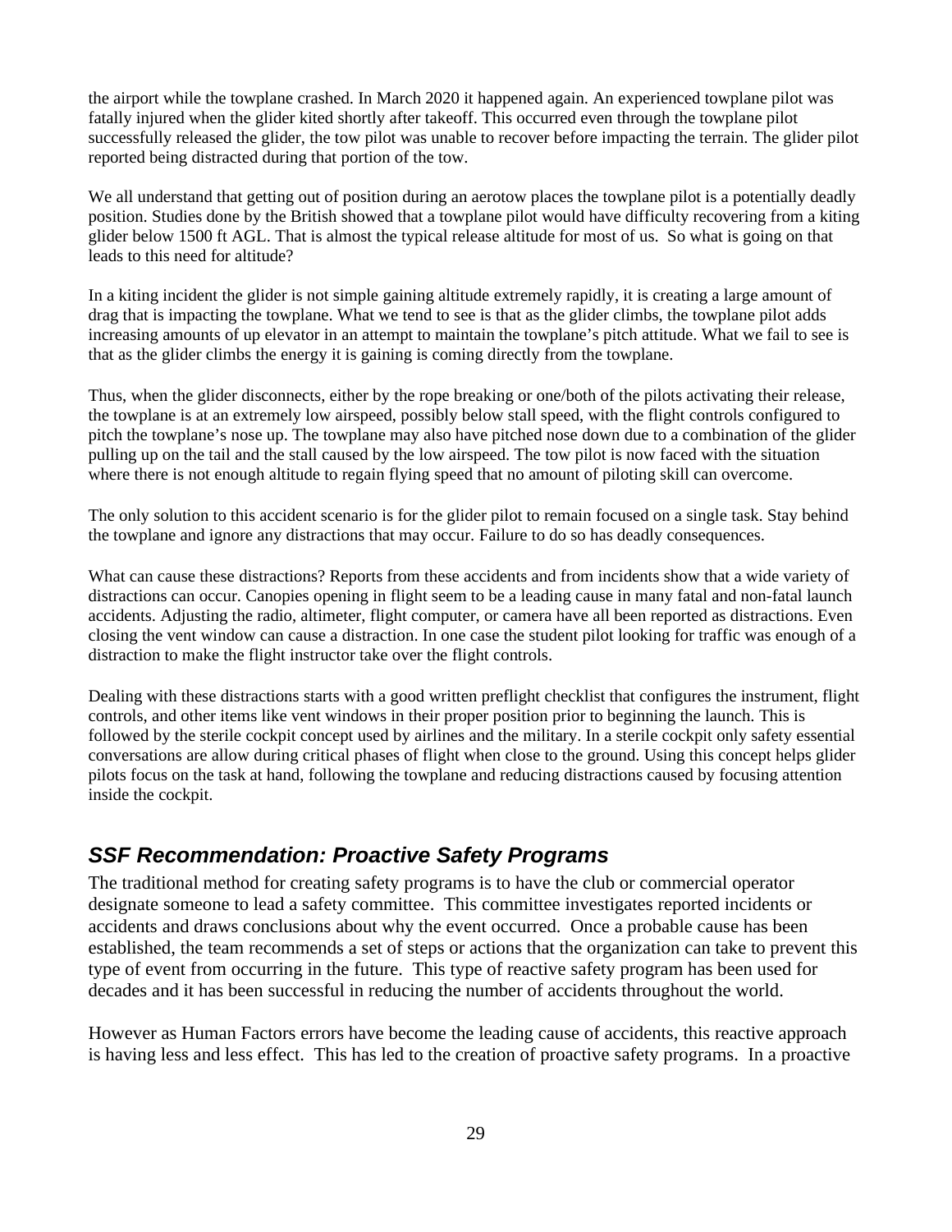the airport while the towplane crashed. In March 2020 it happened again. An experienced towplane pilot was fatally injured when the glider kited shortly after takeoff. This occurred even through the towplane pilot successfully released the glider, the tow pilot was unable to recover before impacting the terrain. The glider pilot reported being distracted during that portion of the tow.

We all understand that getting out of position during an aerotow places the towplane pilot is a potentially deadly position. Studies done by the British showed that a towplane pilot would have difficulty recovering from a kiting glider below 1500 ft AGL. That is almost the typical release altitude for most of us. So what is going on that leads to this need for altitude?

In a kiting incident the glider is not simple gaining altitude extremely rapidly, it is creating a large amount of drag that is impacting the towplane. What we tend to see is that as the glider climbs, the towplane pilot adds increasing amounts of up elevator in an attempt to maintain the towplane's pitch attitude. What we fail to see is that as the glider climbs the energy it is gaining is coming directly from the towplane.

Thus, when the glider disconnects, either by the rope breaking or one/both of the pilots activating their release, the towplane is at an extremely low airspeed, possibly below stall speed, with the flight controls configured to pitch the towplane's nose up. The towplane may also have pitched nose down due to a combination of the glider pulling up on the tail and the stall caused by the low airspeed. The tow pilot is now faced with the situation where there is not enough altitude to regain flying speed that no amount of piloting skill can overcome.

The only solution to this accident scenario is for the glider pilot to remain focused on a single task. Stay behind the towplane and ignore any distractions that may occur. Failure to do so has deadly consequences.

What can cause these distractions? Reports from these accidents and from incidents show that a wide variety of distractions can occur. Canopies opening in flight seem to be a leading cause in many fatal and non-fatal launch accidents. Adjusting the radio, altimeter, flight computer, or camera have all been reported as distractions. Even closing the vent window can cause a distraction. In one case the student pilot looking for traffic was enough of a distraction to make the flight instructor take over the flight controls.

Dealing with these distractions starts with a good written preflight checklist that configures the instrument, flight controls, and other items like vent windows in their proper position prior to beginning the launch. This is followed by the sterile cockpit concept used by airlines and the military. In a sterile cockpit only safety essential conversations are allow during critical phases of flight when close to the ground. Using this concept helps glider pilots focus on the task at hand, following the towplane and reducing distractions caused by focusing attention inside the cockpit.

## *SSF Recommendation: Proactive Safety Programs*

The traditional method for creating safety programs is to have the club or commercial operator designate someone to lead a safety committee. This committee investigates reported incidents or accidents and draws conclusions about why the event occurred. Once a probable cause has been established, the team recommends a set of steps or actions that the organization can take to prevent this type of event from occurring in the future. This type of reactive safety program has been used for decades and it has been successful in reducing the number of accidents throughout the world.

However as Human Factors errors have become the leading cause of accidents, this reactive approach is having less and less effect. This has led to the creation of proactive safety programs. In a proactive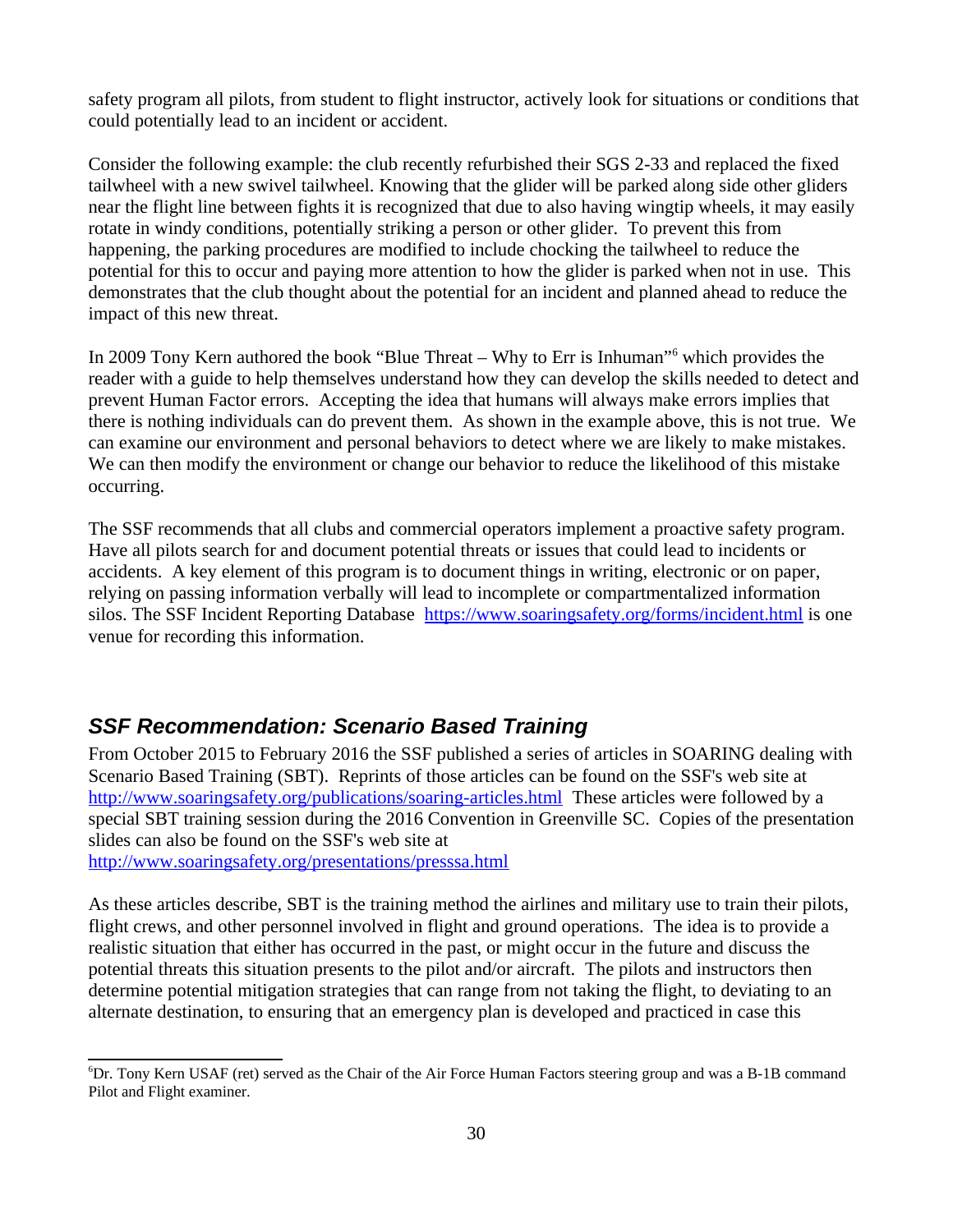safety program all pilots, from student to flight instructor, actively look for situations or conditions that could potentially lead to an incident or accident.

Consider the following example: the club recently refurbished their SGS 2-33 and replaced the fixed tailwheel with a new swivel tailwheel. Knowing that the glider will be parked along side other gliders near the flight line between fights it is recognized that due to also having wingtip wheels, it may easily rotate in windy conditions, potentially striking a person or other glider. To prevent this from happening, the parking procedures are modified to include chocking the tailwheel to reduce the potential for this to occur and paying more attention to how the glider is parked when not in use. This demonstrates that the club thought about the potential for an incident and planned ahead to reduce the impact of this new threat.

In 2009 Tony Kern authored the book "Blue Threat – Why to Err is Inhuman"[6] which provides the reader with a guide to help themselves understand how they can develop the skills needed to detect and prevent Human Factor errors. Accepting the idea that humans will always make errors implies that there is nothing individuals can do prevent them. As shown in the example above, this is not true. We can examine our environment and personal behaviors to detect where we are likely to make mistakes. We can then modify the environment or change our behavior to reduce the likelihood of this mistake occurring.

The SSF recommends that all clubs and commercial operators implement a proactive safety program. Have all pilots search for and document potential threats or issues that could lead to incidents or accidents. A key element of this program is to document things in writing, electronic or on paper, relying on passing information verbally will lead to incomplete or compartmentalized information silos. The SSF Incident Reporting Database [https://www.soaringsafety.org/forms/incident.html](https://www.soaringsafety.org/forms/incident.html) is one venue for recording this information.

## *SSF Recommendation: Scenario Based Training*

From October 2015 to February 2016 the SSF published a series of articles in SOARING dealing with Scenario Based Training (SBT). Reprints of those articles can be found on the SSF's web site at [http://www.soaringsafety.org/publications/soaring-articles.html](http://www.soaringsafety.org/publications/soaring-articles.html) These articles were followed by a special SBT training session during the 2016 Convention in Greenville SC. Copies of the presentation slides can also be found on the SSF's web site at [http://www.soaringsafety.org/presentations/presssa.html](http://www.soaringsafety.org/presentations/presssa.html)

As these articles describe, SBT is the training method the airlines and military use to train their pilots, flight crews, and other personnel involved in flight and ground operations. The idea is to provide a realistic situation that either has occurred in the past, or might occur in the future and discuss the potential threats this situation presents to the pilot and/or aircraft. The pilots and instructors then determine potential mitigation strategies that can range from not taking the flight, to deviating to an alternate destination, to ensuring that an emergency plan is developed and practiced in case this

---

[6] Dr. Tony Kern USAF (ret) served as the Chair of the Air Force Human Factors steering group and was a B-1B command Pilot and Flight examiner.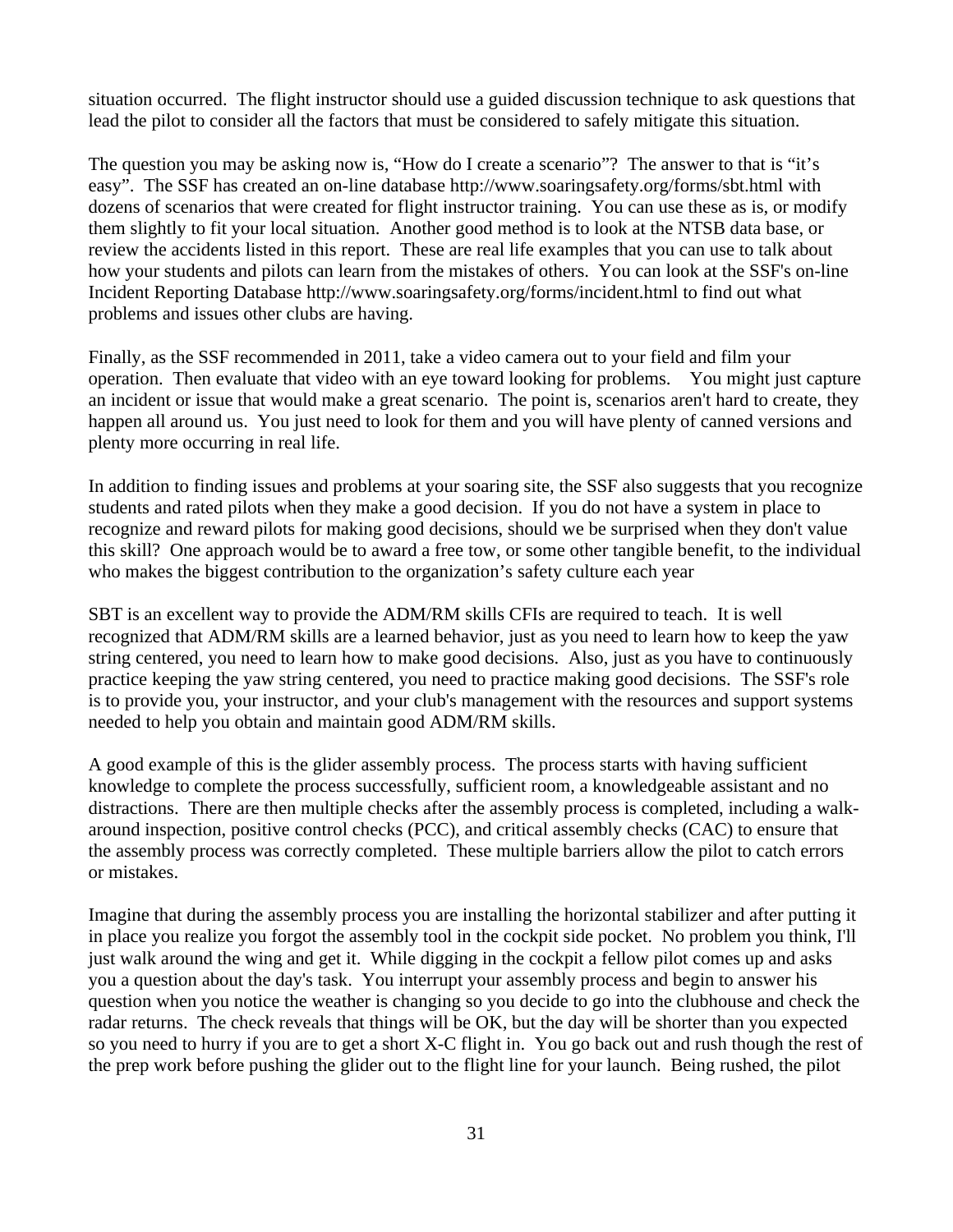situation occurred. The flight instructor should use a guided discussion technique to ask questions that lead the pilot to consider all the factors that must be considered to safely mitigate this situation.

The question you may be asking now is, "How do I create a scenario"? The answer to that is "it's easy". The SSF has created an on-line database http://www.soaringsafety.org/forms/sbt.html with dozens of scenarios that were created for flight instructor training. You can use these as is, or modify them slightly to fit your local situation. Another good method is to look at the NTSB data base, or review the accidents listed in this report. These are real life examples that you can use to talk about how your students and pilots can learn from the mistakes of others. You can look at the SSF's on-line Incident Reporting Database http://www.soaringsafety.org/forms/incident.html to find out what problems and issues other clubs are having.

Finally, as the SSF recommended in 2011, take a video camera out to your field and film your operation. Then evaluate that video with an eye toward looking for problems. You might just capture an incident or issue that would make a great scenario. The point is, scenarios aren't hard to create, they happen all around us. You just need to look for them and you will have plenty of canned versions and plenty more occurring in real life.

In addition to finding issues and problems at your soaring site, the SSF also suggests that you recognize students and rated pilots when they make a good decision. If you do not have a system in place to recognize and reward pilots for making good decisions, should we be surprised when they don't value this skill? One approach would be to award a free tow, or some other tangible benefit, to the individual who makes the biggest contribution to the organization's safety culture each year

SBT is an excellent way to provide the ADM/RM skills CFIs are required to teach. It is well recognized that ADM/RM skills are a learned behavior, just as you need to learn how to keep the yaw string centered, you need to learn how to make good decisions. Also, just as you have to continuously practice keeping the yaw string centered, you need to practice making good decisions. The SSF's role is to provide you, your instructor, and your club's management with the resources and support systems needed to help you obtain and maintain good ADM/RM skills.

A good example of this is the glider assembly process. The process starts with having sufficient knowledge to complete the process successfully, sufficient room, a knowledgeable assistant and no distractions. There are then multiple checks after the assembly process is completed, including a walk-around inspection, positive control checks (PCC), and critical assembly checks (CAC) to ensure that the assembly process was correctly completed. These multiple barriers allow the pilot to catch errors or mistakes.

Imagine that during the assembly process you are installing the horizontal stabilizer and after putting it in place you realize you forgot the assembly tool in the cockpit side pocket. No problem you think, I'll just walk around the wing and get it. While digging in the cockpit a fellow pilot comes up and asks you a question about the day's task. You interrupt your assembly process and begin to answer his question when you notice the weather is changing so you decide to go into the clubhouse and check the radar returns. The check reveals that things will be OK, but the day will be shorter than you expected so you need to hurry if you are to get a short X-C flight in. You go back out and rush though the rest of the prep work before pushing the glider out to the flight line for your launch. Being rushed, the pilot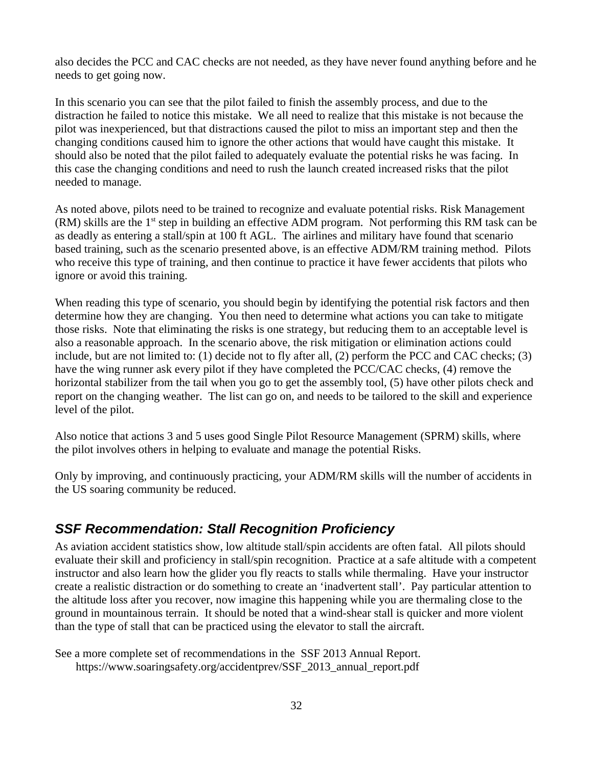also decides the PCC and CAC checks are not needed, as they have never found anything before and he needs to get going now.

In this scenario you can see that the pilot failed to finish the assembly process, and due to the distraction he failed to notice this mistake. We all need to realize that this mistake is not because the pilot was inexperienced, but that distractions caused the pilot to miss an important step and then the changing conditions caused him to ignore the other actions that would have caught this mistake. It should also be noted that the pilot failed to adequately evaluate the potential risks he was facing. In this case the changing conditions and need to rush the launch created increased risks that the pilot needed to manage.

As noted above, pilots need to be trained to recognize and evaluate potential risks. Risk Management (RM) skills are the 1st step in building an effective ADM program. Not performing this RM task can be as deadly as entering a stall/spin at 100 ft AGL. The airlines and military have found that scenario based training, such as the scenario presented above, is an effective ADM/RM training method. Pilots who receive this type of training, and then continue to practice it have fewer accidents that pilots who ignore or avoid this training.

When reading this type of scenario, you should begin by identifying the potential risk factors and then determine how they are changing. You then need to determine what actions you can take to mitigate those risks. Note that eliminating the risks is one strategy, but reducing them to an acceptable level is also a reasonable approach. In the scenario above, the risk mitigation or elimination actions could include, but are not limited to: (1) decide not to fly after all, (2) perform the PCC and CAC checks; (3) have the wing runner ask every pilot if they have completed the PCC/CAC checks, (4) remove the horizontal stabilizer from the tail when you go to get the assembly tool, (5) have other pilots check and report on the changing weather. The list can go on, and needs to be tailored to the skill and experience level of the pilot.

Also notice that actions 3 and 5 uses good Single Pilot Resource Management (SPRM) skills, where the pilot involves others in helping to evaluate and manage the potential Risks.

Only by improving, and continuously practicing, your ADM/RM skills will the number of accidents in the US soaring community be reduced.

## *SSF Recommendation: Stall Recognition Proficiency*

As aviation accident statistics show, low altitude stall/spin accidents are often fatal. All pilots should evaluate their skill and proficiency in stall/spin recognition. Practice at a safe altitude with a competent instructor and also learn how the glider you fly reacts to stalls while thermaling. Have your instructor create a realistic distraction or do something to create an 'inadvertent stall'. Pay particular attention to the altitude loss after you recover, now imagine this happening while you are thermaling close to the ground in mountainous terrain. It should be noted that a wind-shear stall is quicker and more violent than the type of stall that can be practiced using the elevator to stall the aircraft.

See a more complete set of recommendations in the SSF 2013 Annual Report.
https://www.soaringsafety.org/accidentprev/SSF_2013_annual_report.pdf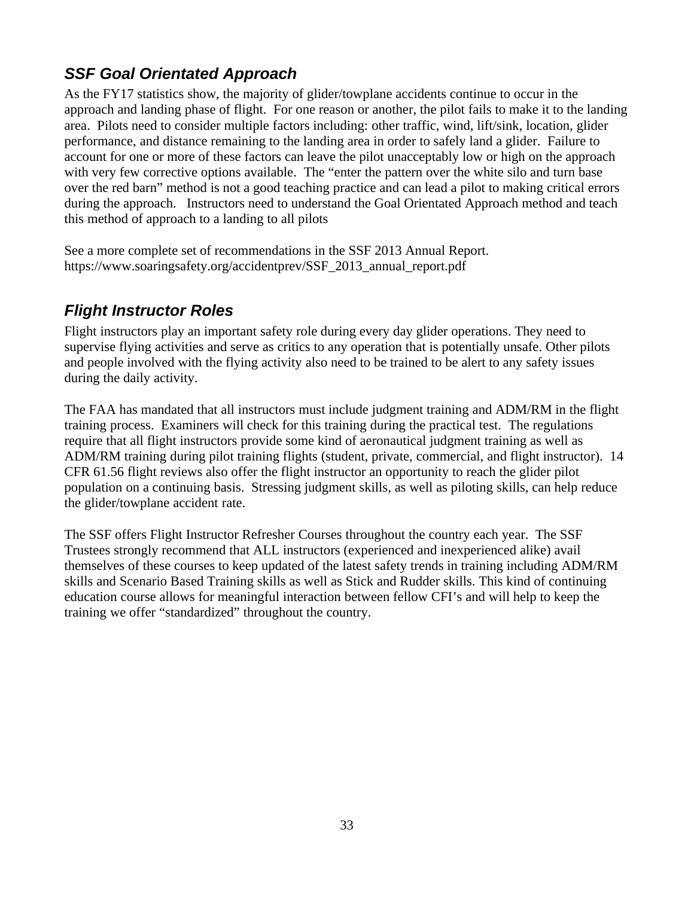## *SSF Goal Orientated Approach*

As the FY17 statistics show, the majority of glider/towplane accidents continue to occur in the approach and landing phase of flight. For one reason or another, the pilot fails to make it to the landing area. Pilots need to consider multiple factors including: other traffic, wind, lift/sink, location, glider performance, and distance remaining to the landing area in order to safely land a glider. Failure to account for one or more of these factors can leave the pilot unacceptably low or high on the approach with very few corrective options available. The "enter the pattern over the white silo and turn base over the red barn" method is not a good teaching practice and can lead a pilot to making critical errors during the approach. Instructors need to understand the Goal Orientated Approach method and teach this method of approach to a landing to all pilots

See a more complete set of recommendations in the SSF 2013 Annual Report.
https://www.soaringsafety.org/accidentprev/SSF_2013_annual_report.pdf

## *Flight Instructor Roles*

Flight instructors play an important safety role during every day glider operations. They need to supervise flying activities and serve as critics to any operation that is potentially unsafe. Other pilots and people involved with the flying activity also need to be trained to be alert to any safety issues during the daily activity.

The FAA has mandated that all instructors must include judgment training and ADM/RM in the flight training process. Examiners will check for this training during the practical test. The regulations require that all flight instructors provide some kind of aeronautical judgment training as well as ADM/RM training during pilot training flights (student, private, commercial, and flight instructor). 14 CFR 61.56 flight reviews also offer the flight instructor an opportunity to reach the glider pilot population on a continuing basis. Stressing judgment skills, as well as piloting skills, can help reduce the glider/towplane accident rate.

The SSF offers Flight Instructor Refresher Courses throughout the country each year. The SSF Trustees strongly recommend that ALL instructors (experienced and inexperienced alike) avail themselves of these courses to keep updated of the latest safety trends in training including ADM/RM skills and Scenario Based Training skills as well as Stick and Rudder skills. This kind of continuing education course allows for meaningful interaction between fellow CFI's and will help to keep the training we offer "standardized" throughout the country.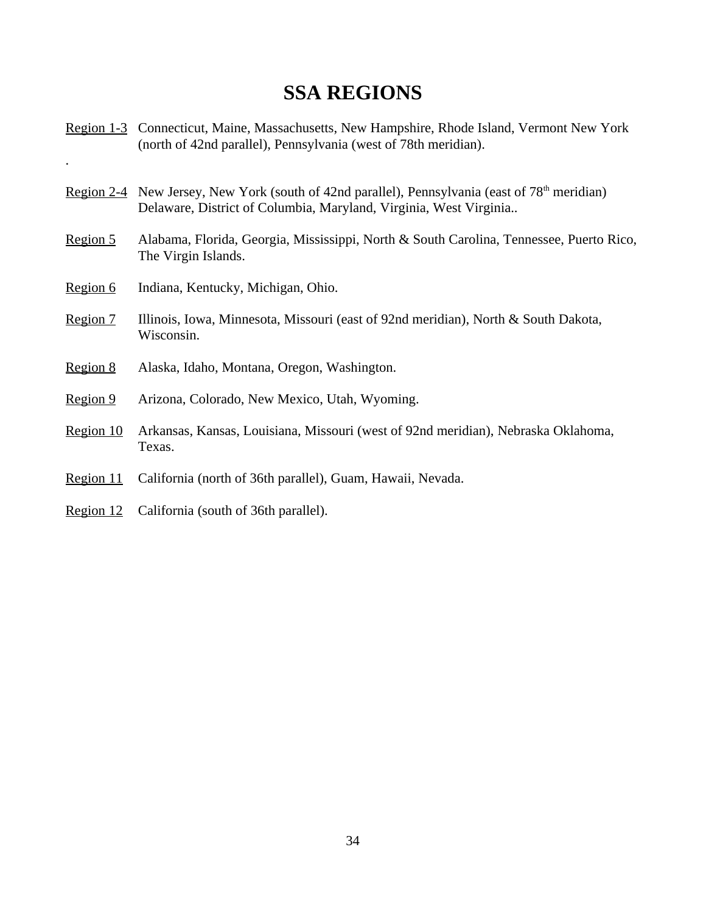# SSA REGIONS

Region 1-3 Connecticut, Maine, Massachusetts, New Hampshire, Rhode Island, Vermont New York (north of 42nd parallel), Pennsylvania (west of 78th meridian).

.

Region 2-4 New Jersey, New York (south of 42nd parallel), Pennsylvania (east of 78th meridian) Delaware, District of Columbia, Maryland, Virginia, West Virginia..

Region 5 Alabama, Florida, Georgia, Mississippi, North & South Carolina, Tennessee, Puerto Rico, The Virgin Islands.

Region 6 Indiana, Kentucky, Michigan, Ohio.

Region 7 Illinois, Iowa, Minnesota, Missouri (east of 92nd meridian), North & South Dakota, Wisconsin.

Region 8 Alaska, Idaho, Montana, Oregon, Washington.

Region 9 Arizona, Colorado, New Mexico, Utah, Wyoming.

Region 10 Arkansas, Kansas, Louisiana, Missouri (west of 92nd meridian), Nebraska Oklahoma, Texas.

Region 11 California (north of 36th parallel), Guam, Hawaii, Nevada.

Region 12 California (south of 36th parallel).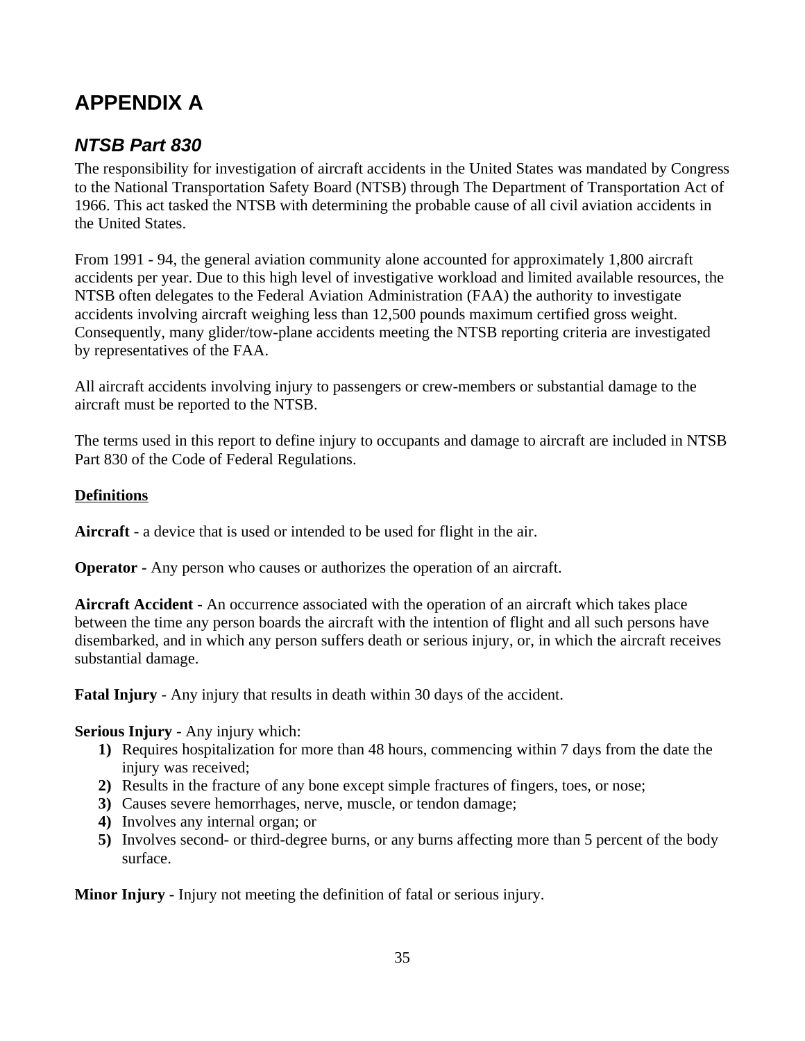# APPENDIX A

## *NTSB Part 830*

The responsibility for investigation of aircraft accidents in the United States was mandated by Congress to the National Transportation Safety Board (NTSB) through The Department of Transportation Act of 1966. This act tasked the NTSB with determining the probable cause of all civil aviation accidents in the United States.

From 1991 - 94, the general aviation community alone accounted for approximately 1,800 aircraft accidents per year. Due to this high level of investigative workload and limited available resources, the NTSB often delegates to the Federal Aviation Administration (FAA) the authority to investigate accidents involving aircraft weighing less than 12,500 pounds maximum certified gross weight. Consequently, many glider/tow-plane accidents meeting the NTSB reporting criteria are investigated by representatives of the FAA.

All aircraft accidents involving injury to passengers or crew-members or substantial damage to the aircraft must be reported to the NTSB.

The terms used in this report to define injury to occupants and damage to aircraft are included in NTSB Part 830 of the Code of Federal Regulations.

**<u>Definitions</u>**

**Aircraft** - a device that is used or intended to be used for flight in the air.

**Operator -** Any person who causes or authorizes the operation of an aircraft.

**Aircraft Accident** - An occurrence associated with the operation of an aircraft which takes place between the time any person boards the aircraft with the intention of flight and all such persons have disembarked, and in which any person suffers death or serious injury, or, in which the aircraft receives substantial damage.

**Fatal Injury** - Any injury that results in death within 30 days of the accident.

**Serious Injury** - Any injury which:

1) Requires hospitalization for more than 48 hours, commencing within 7 days from the date the injury was received;
2) Results in the fracture of any bone except simple fractures of fingers, toes, or nose;
3) Causes severe hemorrhages, nerve, muscle, or tendon damage;
4) Involves any internal organ; or
5) Involves second- or third-degree burns, or any burns affecting more than 5 percent of the body surface.

**Minor Injury** - Injury not meeting the definition of fatal or serious injury.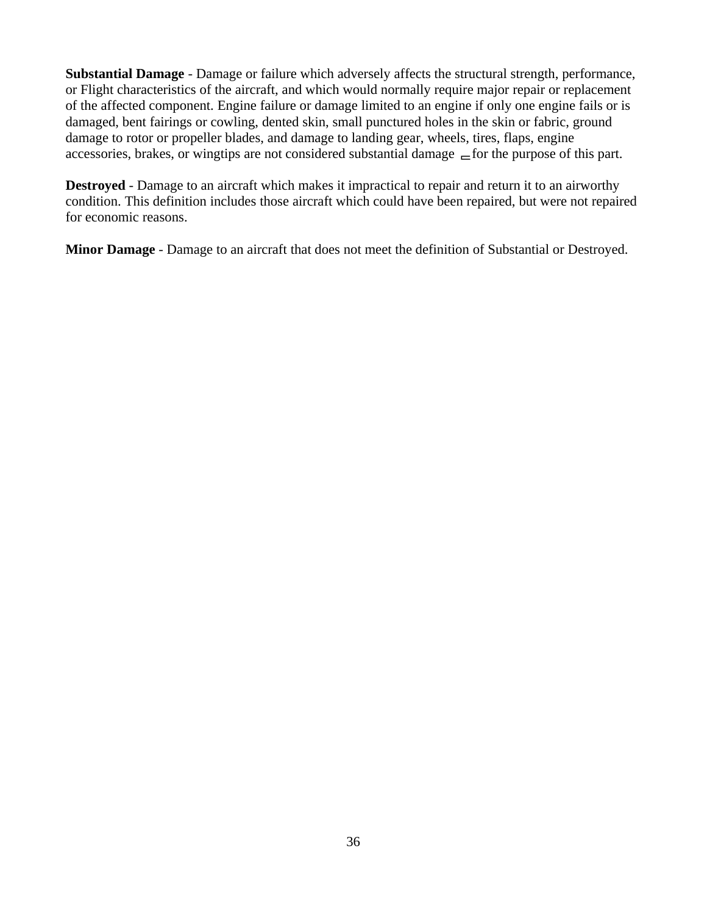**Substantial Damage** - Damage or failure which adversely affects the structural strength, performance, or Flight characteristics of the aircraft, and which would normally require major repair or replacement of the affected component. Engine failure or damage limited to an engine if only one engine fails or is damaged, bent fairings or cowling, dented skin, small punctured holes in the skin or fabric, ground damage to rotor or propeller blades, and damage to landing gear, wheels, tires, flaps, engine accessories, brakes, or wingtips are not considered substantial damage for the purpose of this part.

**Destroyed** - Damage to an aircraft which makes it impractical to repair and return it to an airworthy condition. This definition includes those aircraft which could have been repaired, but were not repaired for economic reasons.

**Minor Damage** - Damage to an aircraft that does not meet the definition of Substantial or Destroyed.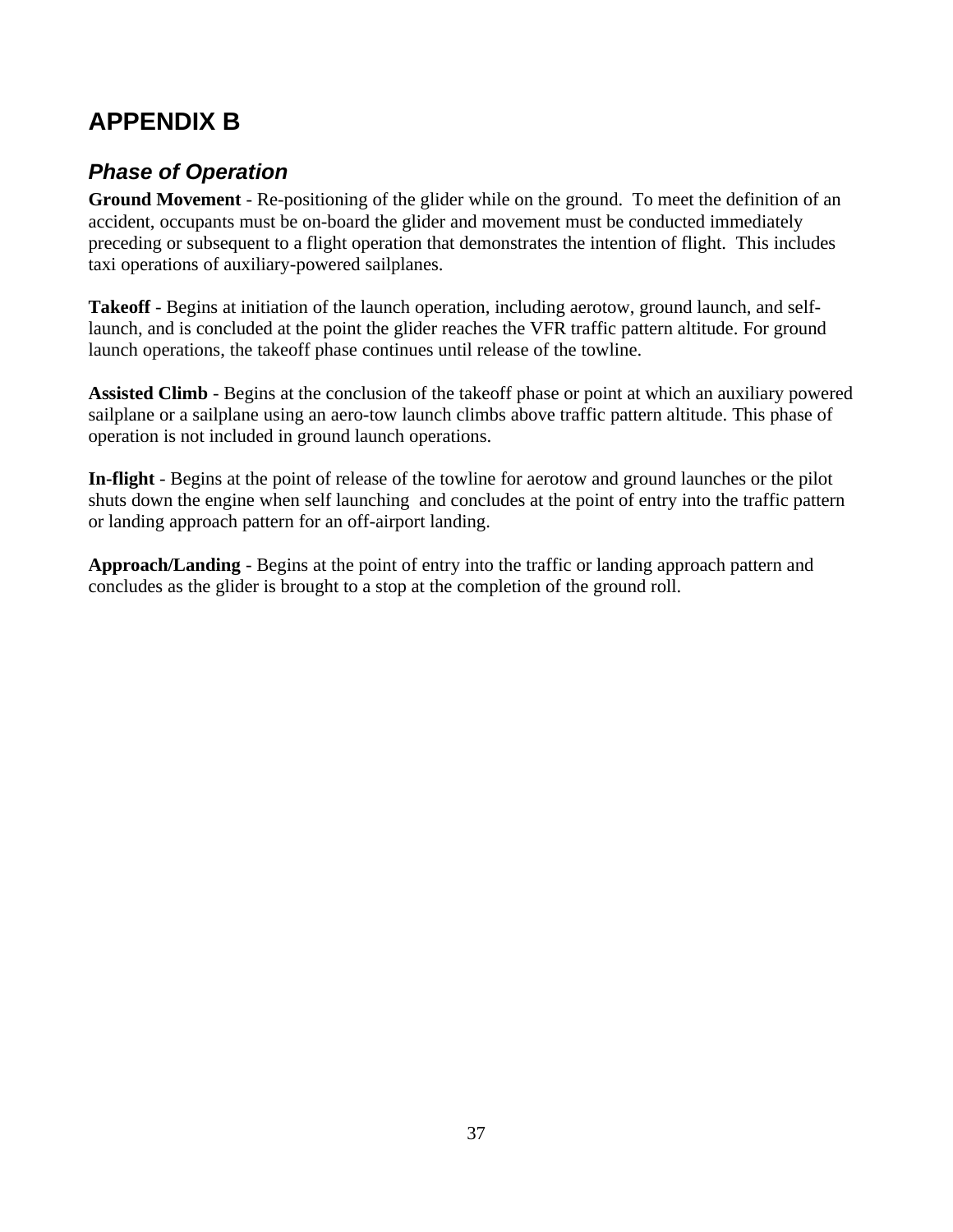# APPENDIX B

## *Phase of Operation*

**Ground Movement** - Re-positioning of the glider while on the ground. To meet the definition of an accident, occupants must be on-board the glider and movement must be conducted immediately preceding or subsequent to a flight operation that demonstrates the intention of flight. This includes taxi operations of auxiliary-powered sailplanes.

**Takeoff** - Begins at initiation of the launch operation, including aerotow, ground launch, and self-launch, and is concluded at the point the glider reaches the VFR traffic pattern altitude. For ground launch operations, the takeoff phase continues until release of the towline.

**Assisted Climb** - Begins at the conclusion of the takeoff phase or point at which an auxiliary powered sailplane or a sailplane using an aero-tow launch climbs above traffic pattern altitude. This phase of operation is not included in ground launch operations.

**In-flight** - Begins at the point of release of the towline for aerotow and ground launches or the pilot shuts down the engine when self launching and concludes at the point of entry into the traffic pattern or landing approach pattern for an off-airport landing.

**Approach/Landing** - Begins at the point of entry into the traffic or landing approach pattern and concludes as the glider is brought to a stop at the completion of the ground roll.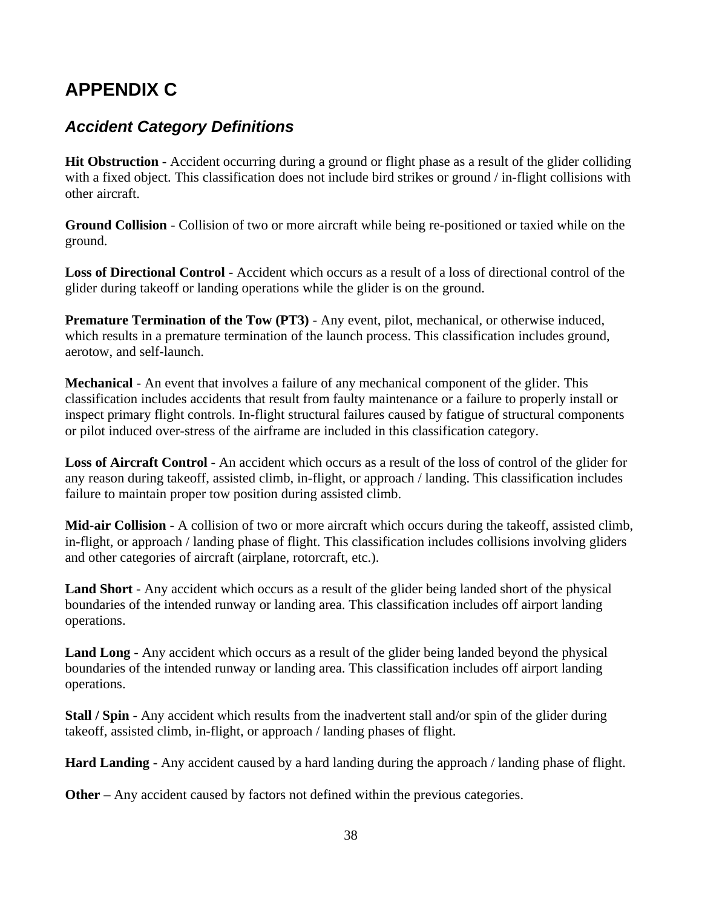# APPENDIX C

## *Accident Category Definitions*

**Hit Obstruction** - Accident occurring during a ground or flight phase as a result of the glider colliding with a fixed object. This classification does not include bird strikes or ground / in-flight collisions with other aircraft.

**Ground Collision** - Collision of two or more aircraft while being re-positioned or taxied while on the ground.

**Loss of Directional Control** - Accident which occurs as a result of a loss of directional control of the glider during takeoff or landing operations while the glider is on the ground.

**Premature Termination of the Tow (PT3)** - Any event, pilot, mechanical, or otherwise induced, which results in a premature termination of the launch process. This classification includes ground, aerotow, and self-launch.

**Mechanical** - An event that involves a failure of any mechanical component of the glider. This classification includes accidents that result from faulty maintenance or a failure to properly install or inspect primary flight controls. In-flight structural failures caused by fatigue of structural components or pilot induced over-stress of the airframe are included in this classification category.

**Loss of Aircraft Control** - An accident which occurs as a result of the loss of control of the glider for any reason during takeoff, assisted climb, in-flight, or approach / landing. This classification includes failure to maintain proper tow position during assisted climb.

**Mid-air Collision** - A collision of two or more aircraft which occurs during the takeoff, assisted climb, in-flight, or approach / landing phase of flight. This classification includes collisions involving gliders and other categories of aircraft (airplane, rotorcraft, etc.).

**Land Short** - Any accident which occurs as a result of the glider being landed short of the physical boundaries of the intended runway or landing area. This classification includes off airport landing operations.

**Land Long** - Any accident which occurs as a result of the glider being landed beyond the physical boundaries of the intended runway or landing area. This classification includes off airport landing operations.

**Stall / Spin** - Any accident which results from the inadvertent stall and/or spin of the glider during takeoff, assisted climb, in-flight, or approach / landing phases of flight.

**Hard Landing** - Any accident caused by a hard landing during the approach / landing phase of flight.

**Other** – Any accident caused by factors not defined within the previous categories.